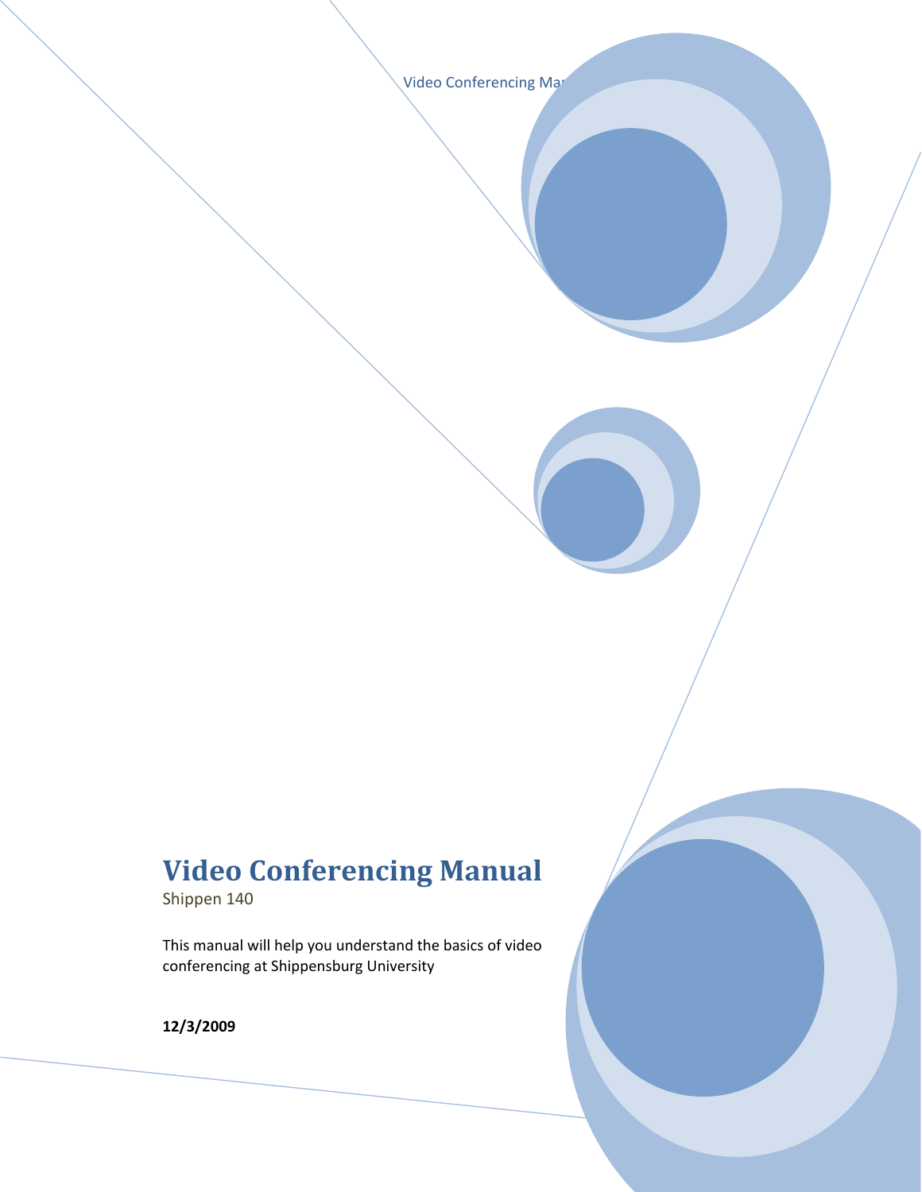# Video Conferencing Manual

Shippen 140

This manual will help you understand the basics of video conferencing at Shippensburg University

**12/3/2009**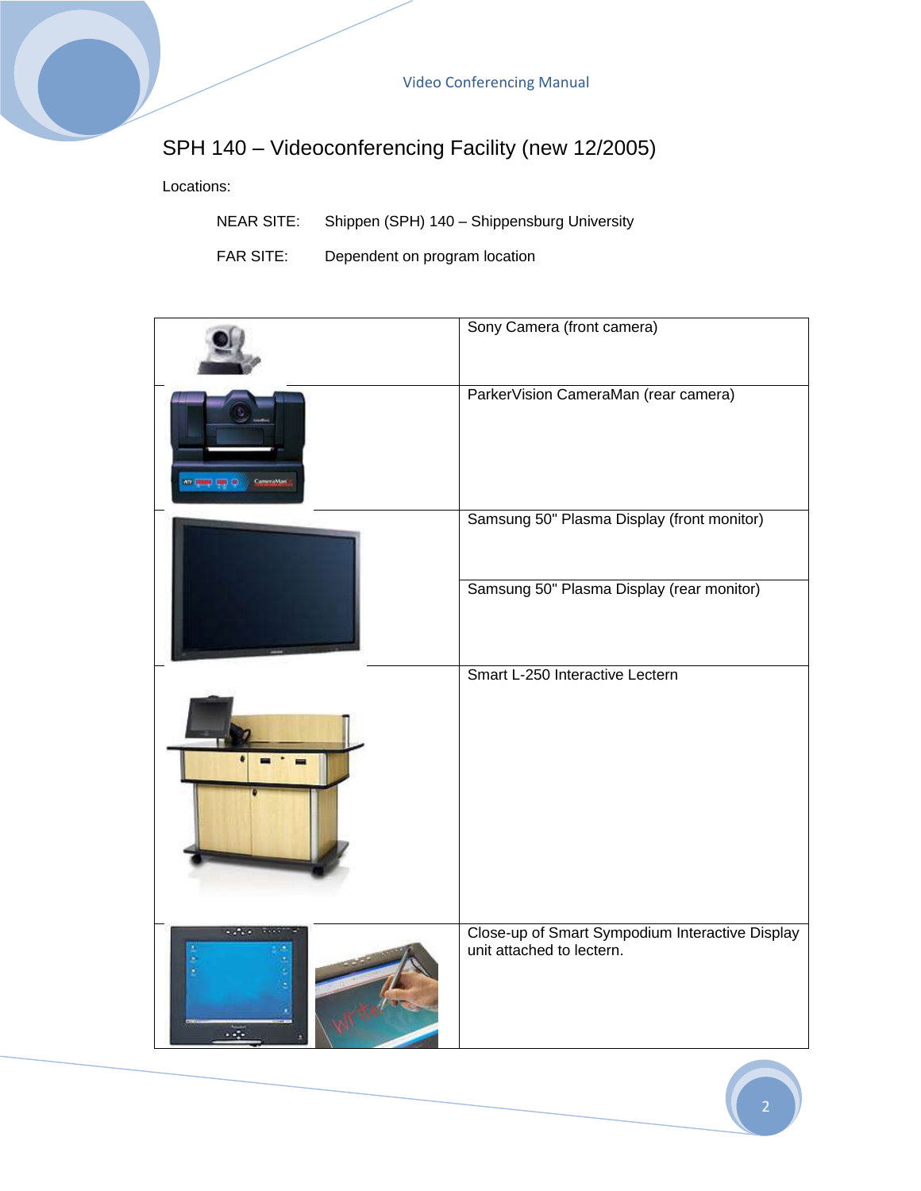# SPH 140 – Videoconferencing Facility (new 12/2005)

Locations:

NEAR SITE: Shippen (SPH) 140 – Shippensburg University

FAR SITE: Dependent on program location

| | |
|---|---|
| | Sony Camera (front camera) |
| | ParkerVision CameraMan (rear camera) |
| | Samsung 50" Plasma Display (front monitor) |
| | Samsung 50" Plasma Display (rear monitor) |
| | Smart L-250 Interactive Lectern |
| | Close-up of Smart Sympodium Interactive Display unit attached to lectern. |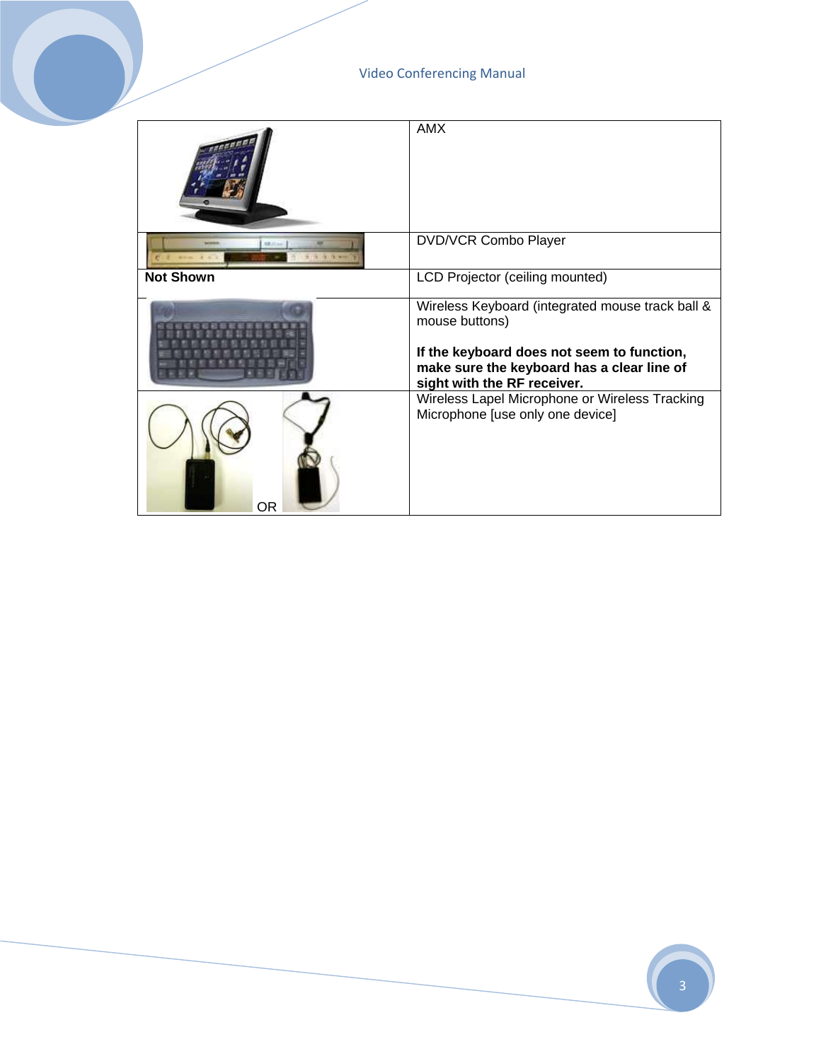| | |
|---|---|
| | AMX |
| | DVD/VCR Combo Player |
| **Not Shown** | LCD Projector (ceiling mounted) |
| | Wireless Keyboard (integrated mouse track ball & mouse buttons)<br><br>**If the keyboard does not seem to function, make sure the keyboard has a clear line of sight with the RF receiver.** |
| OR | Wireless Lapel Microphone or Wireless Tracking Microphone [use only one device] |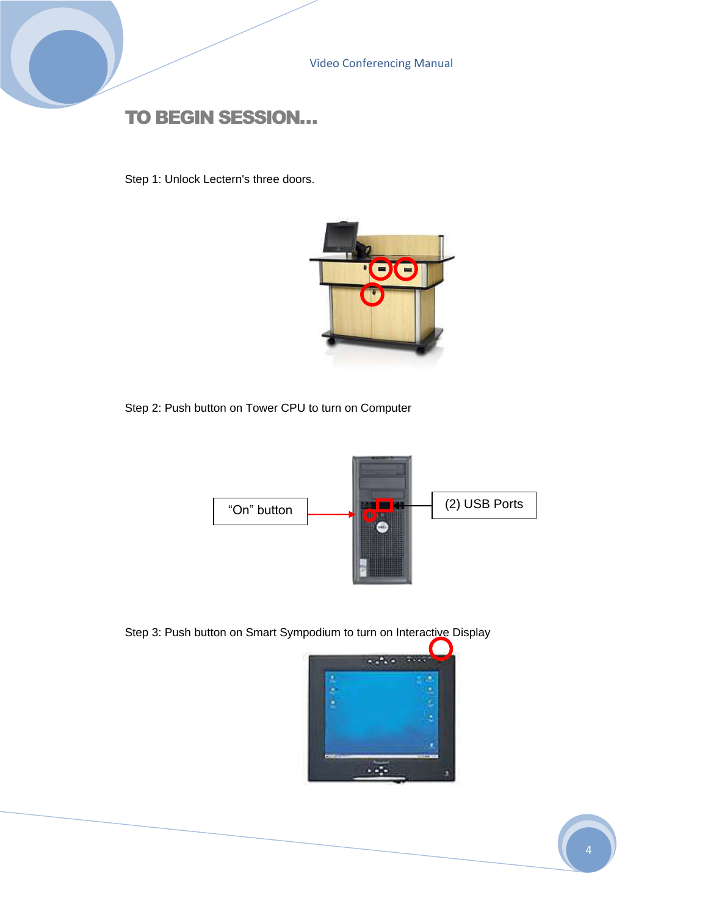# TO BEGIN SESSION…

Step 1: Unlock Lectern's three doors.

Step 2: Push button on Tower CPU to turn on Computer

“On” button

(2) USB Ports

Step 3: Push button on Smart Sympodium to turn on Interactive Display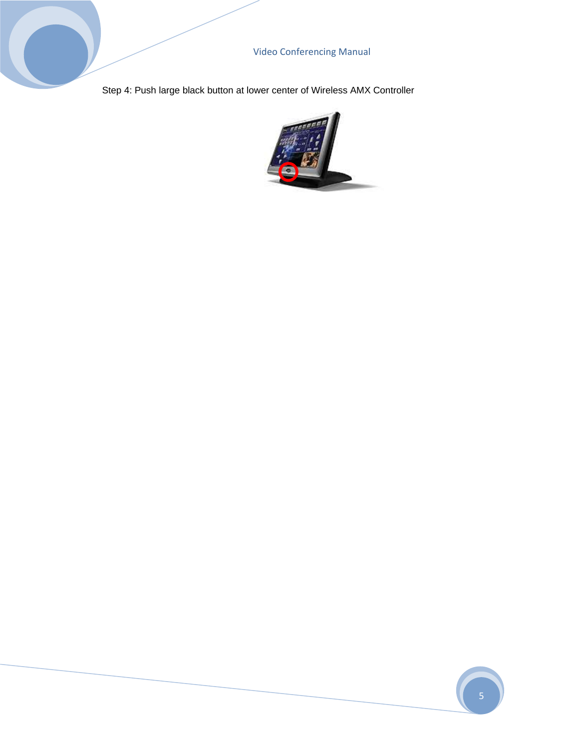Step 4: Push large black button at lower center of Wireless AMX Controller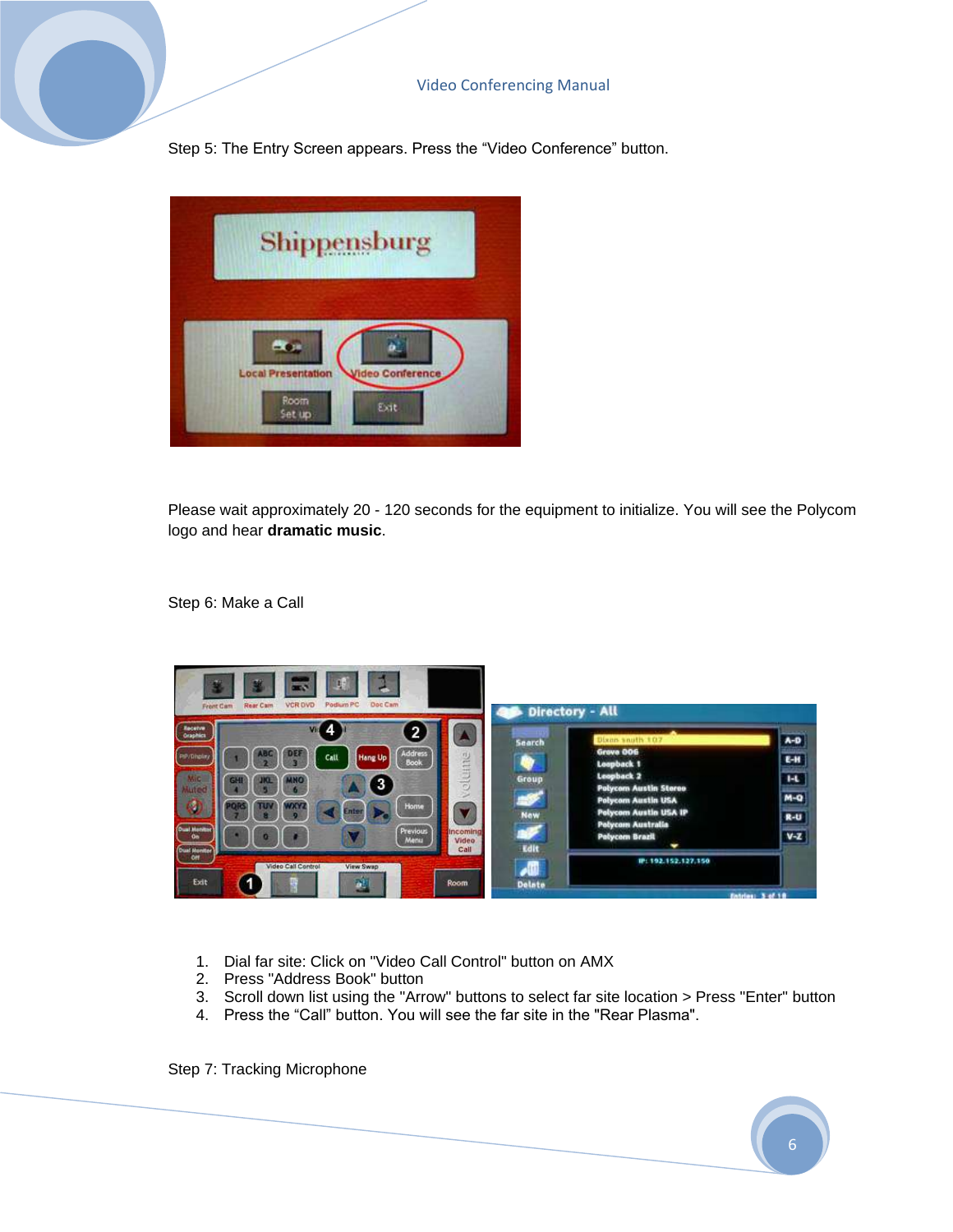Step 5: The Entry Screen appears. Press the “Video Conference” button.

Please wait approximately 20 - 120 seconds for the equipment to initialize. You will see the Polycom logo and hear **dramatic music**.

Step 6: Make a Call

1. Dial far site: Click on "Video Call Control" button on AMX
2. Press "Address Book" button
3. Scroll down list using the "Arrow" buttons to select far site location > Press "Enter" button
4. Press the “Call” button. You will see the far site in the "Rear Plasma".

Step 7: Tracking Microphone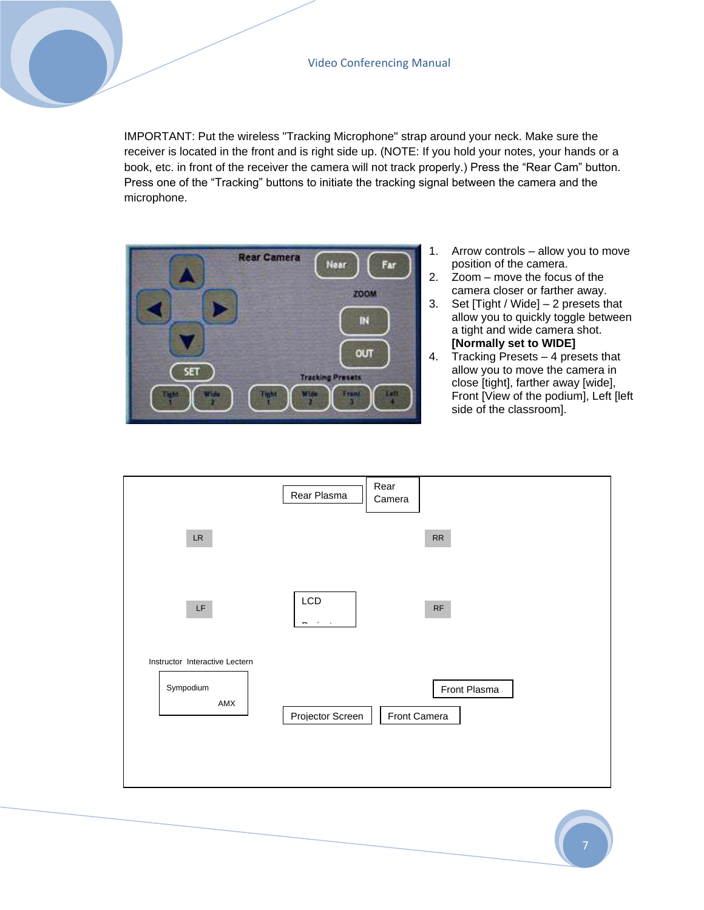IMPORTANT: Put the wireless "Tracking Microphone" strap around your neck. Make sure the receiver is located in the front and is right side up. (NOTE: If you hold your notes, your hands or a book, etc. in front of the receiver the camera will not track properly.) Press the “Rear Cam” button. Press one of the “Tracking” buttons to initiate the tracking signal between the camera and the microphone.

1. Arrow controls – allow you to move position of the camera.
2. Zoom – move the focus of the camera closer or farther away.
3. Set [Tight / Wide] – 2 presets that allow you to quickly toggle between a tight and wide camera shot. **[Normally set to WIDE]**
4. Tracking Presets – 4 presets that allow you to move the camera in close [tight], farther away [wide], Front [View of the podium], Left [left side of the classroom].

Rear Plasma | Rear Camera

LR | RR

LF | LCD Projector | RF

Instructor Interactive Lectern

Sympodium AMX

Front Plasma

Projector Screen | Front Camera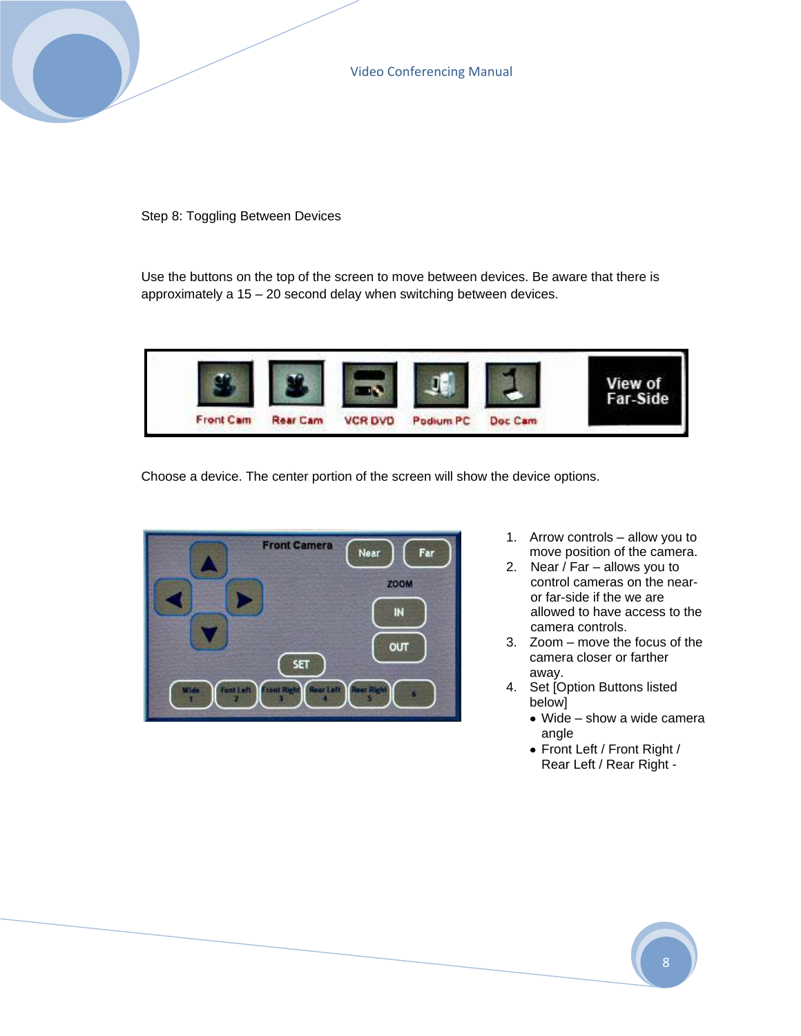Step 8: Toggling Between Devices

Use the buttons on the top of the screen to move between devices. Be aware that there is approximately a 15 – 20 second delay when switching between devices.

Choose a device. The center portion of the screen will show the device options.

1. Arrow controls – allow you to move position of the camera.
2. Near / Far – allows you to control cameras on the near- or far-side if the we are allowed to have access to the camera controls.
3. Zoom – move the focus of the camera closer or farther away.
4. Set [Option Buttons listed below]
   - Wide – show a wide camera angle
   - Front Left / Front Right / Rear Left / Rear Right -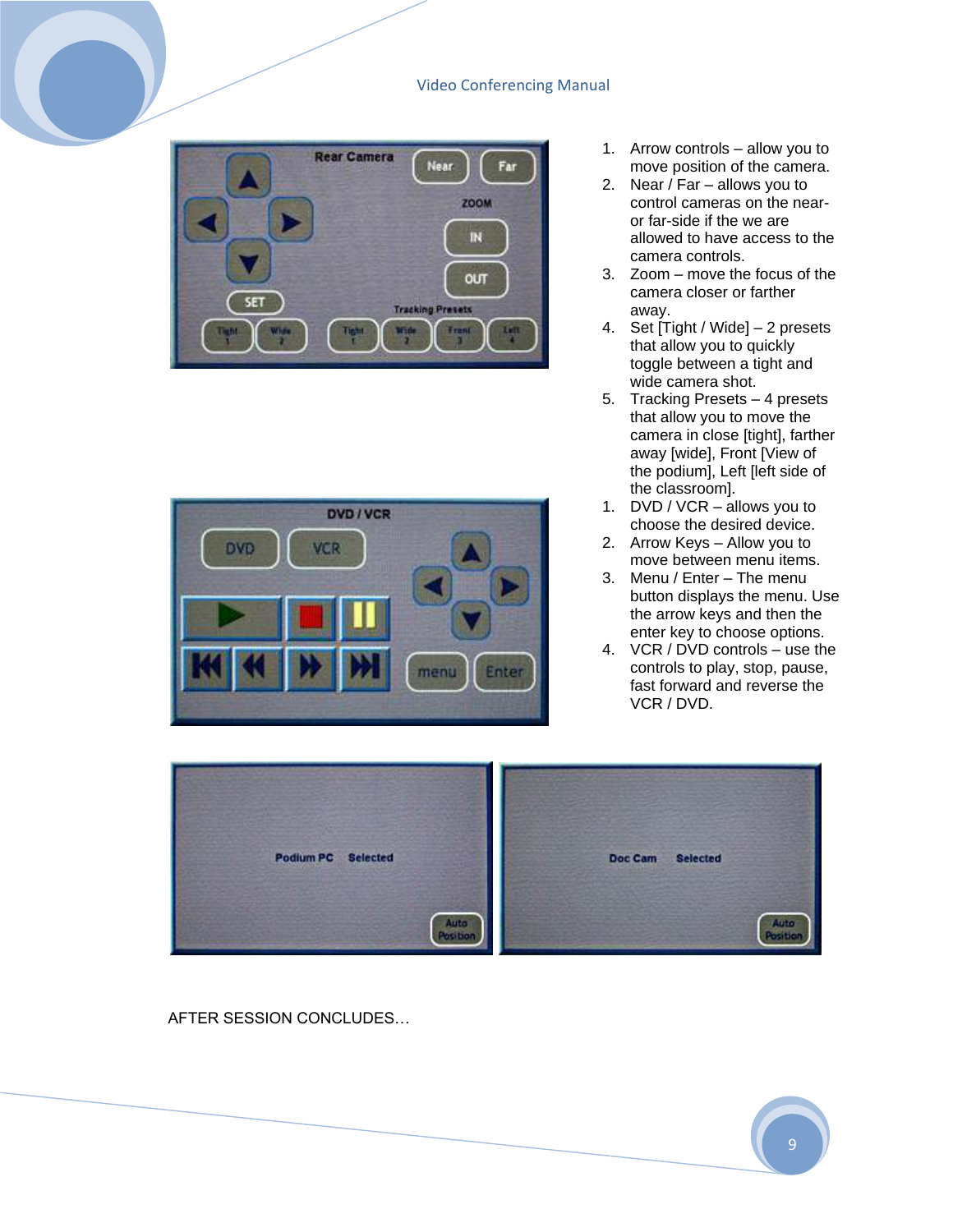1. Arrow controls – allow you to move position of the camera.
2. Near / Far – allows you to control cameras on the near- or far-side if the we are allowed to have access to the camera controls.
3. Zoom – move the focus of the camera closer or farther away.
4. Set [Tight / Wide] – 2 presets that allow you to quickly toggle between a tight and wide camera shot.
5. Tracking Presets – 4 presets that allow you to move the camera in close [tight], farther away [wide], Front [View of the podium], Left [left side of the classroom].

1. DVD / VCR – allows you to choose the desired device.
2. Arrow Keys – Allow you to move between menu items.
3. Menu / Enter – The menu button displays the menu. Use the arrow keys and then the enter key to choose options.
4. VCR / DVD controls – use the controls to play, stop, pause, fast forward and reverse the VCR / DVD.

AFTER SESSION CONCLUDES…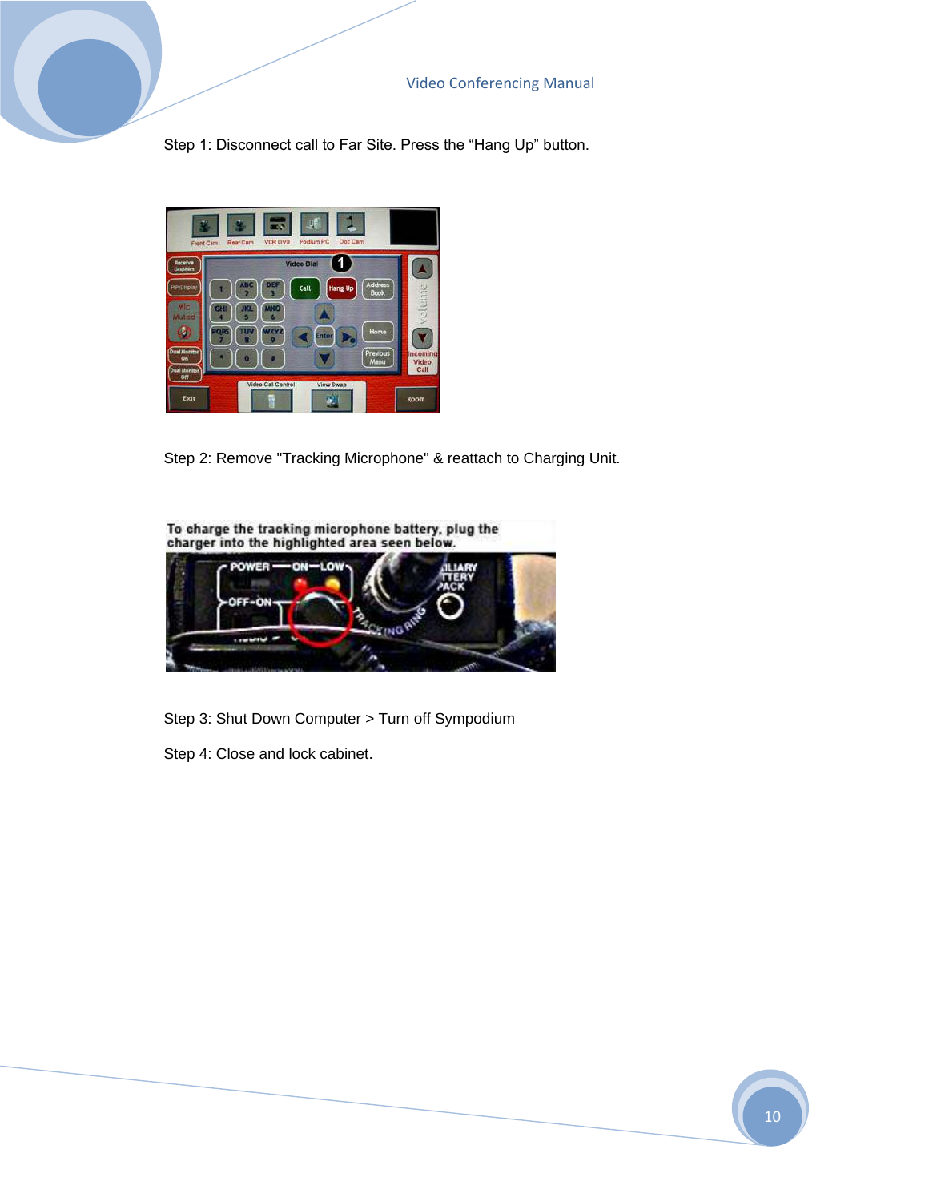Step 1: Disconnect call to Far Site. Press the “Hang Up” button.

Step 2: Remove "Tracking Microphone" & reattach to Charging Unit.

Step 3: Shut Down Computer > Turn off Sympodium

Step 4: Close and lock cabinet.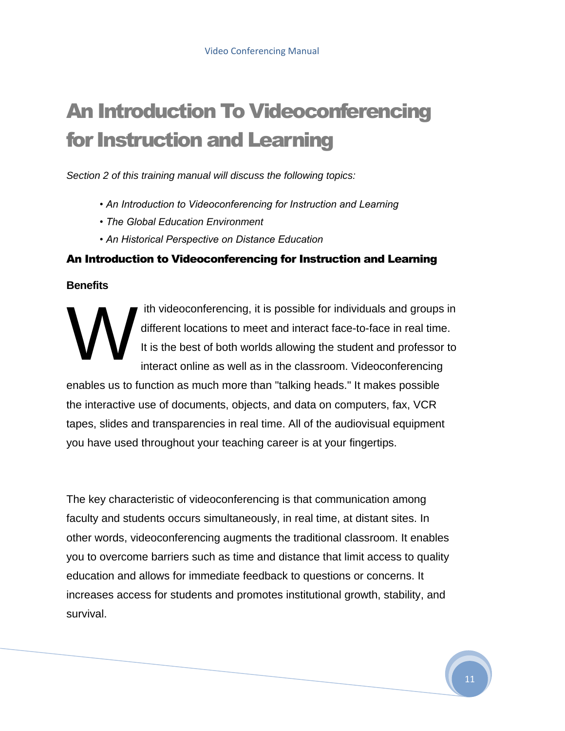# An Introduction To Videoconferencing for Instruction and Learning

*Section 2 of this training manual will discuss the following topics:*

- *An Introduction to Videoconferencing for Instruction and Learning*
- *The Global Education Environment*
- *An Historical Perspective on Distance Education*

## An Introduction to Videoconferencing for Instruction and Learning

### Benefits

With videoconferencing, it is possible for individuals and groups in different locations to meet and interact face-to-face in real time. It is the best of both worlds allowing the student and professor to interact online as well as in the classroom. Videoconferencing enables us to function as much more than "talking heads." It makes possible the interactive use of documents, objects, and data on computers, fax, VCR tapes, slides and transparencies in real time. All of the audiovisual equipment you have used throughout your teaching career is at your fingertips.

The key characteristic of videoconferencing is that communication among faculty and students occurs simultaneously, in real time, at distant sites. In other words, videoconferencing augments the traditional classroom. It enables you to overcome barriers such as time and distance that limit access to quality education and allows for immediate feedback to questions or concerns. It increases access for students and promotes institutional growth, stability, and survival.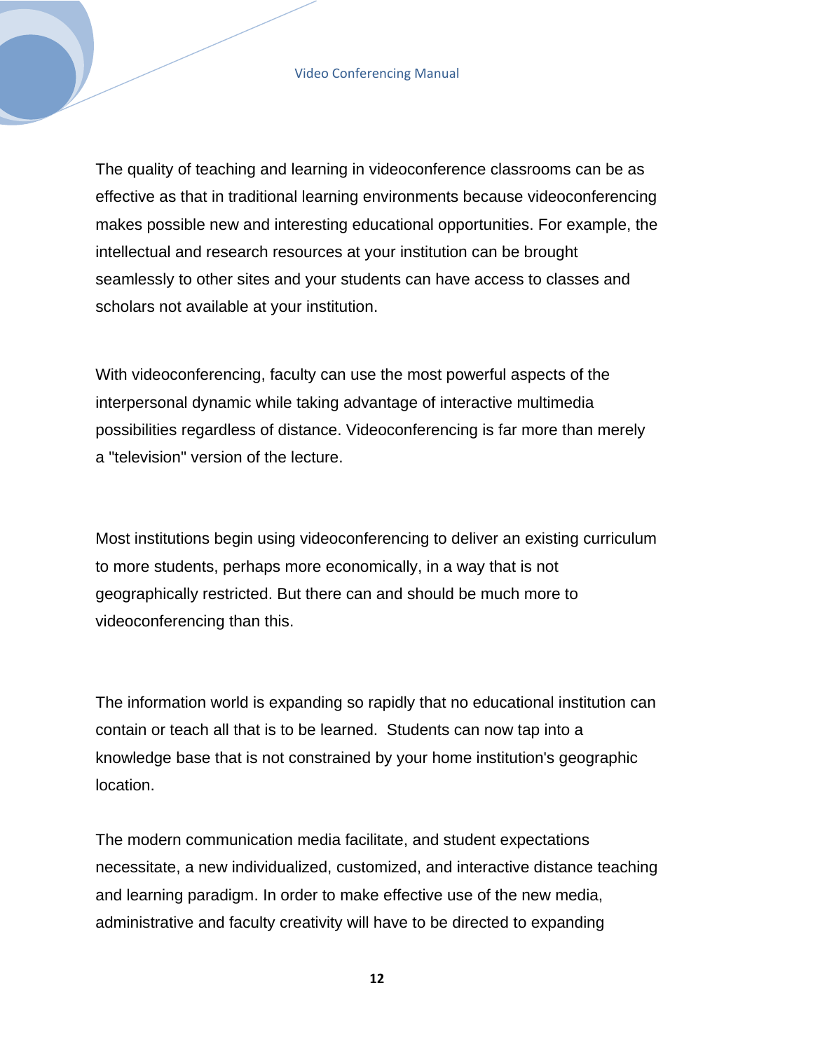The quality of teaching and learning in videoconference classrooms can be as effective as that in traditional learning environments because videoconferencing makes possible new and interesting educational opportunities. For example, the intellectual and research resources at your institution can be brought seamlessly to other sites and your students can have access to classes and scholars not available at your institution.

With videoconferencing, faculty can use the most powerful aspects of the interpersonal dynamic while taking advantage of interactive multimedia possibilities regardless of distance. Videoconferencing is far more than merely a "television" version of the lecture.

Most institutions begin using videoconferencing to deliver an existing curriculum to more students, perhaps more economically, in a way that is not geographically restricted. But there can and should be much more to videoconferencing than this.

The information world is expanding so rapidly that no educational institution can contain or teach all that is to be learned. Students can now tap into a knowledge base that is not constrained by your home institution's geographic location.

The modern communication media facilitate, and student expectations necessitate, a new individualized, customized, and interactive distance teaching and learning paradigm. In order to make effective use of the new media, administrative and faculty creativity will have to be directed to expanding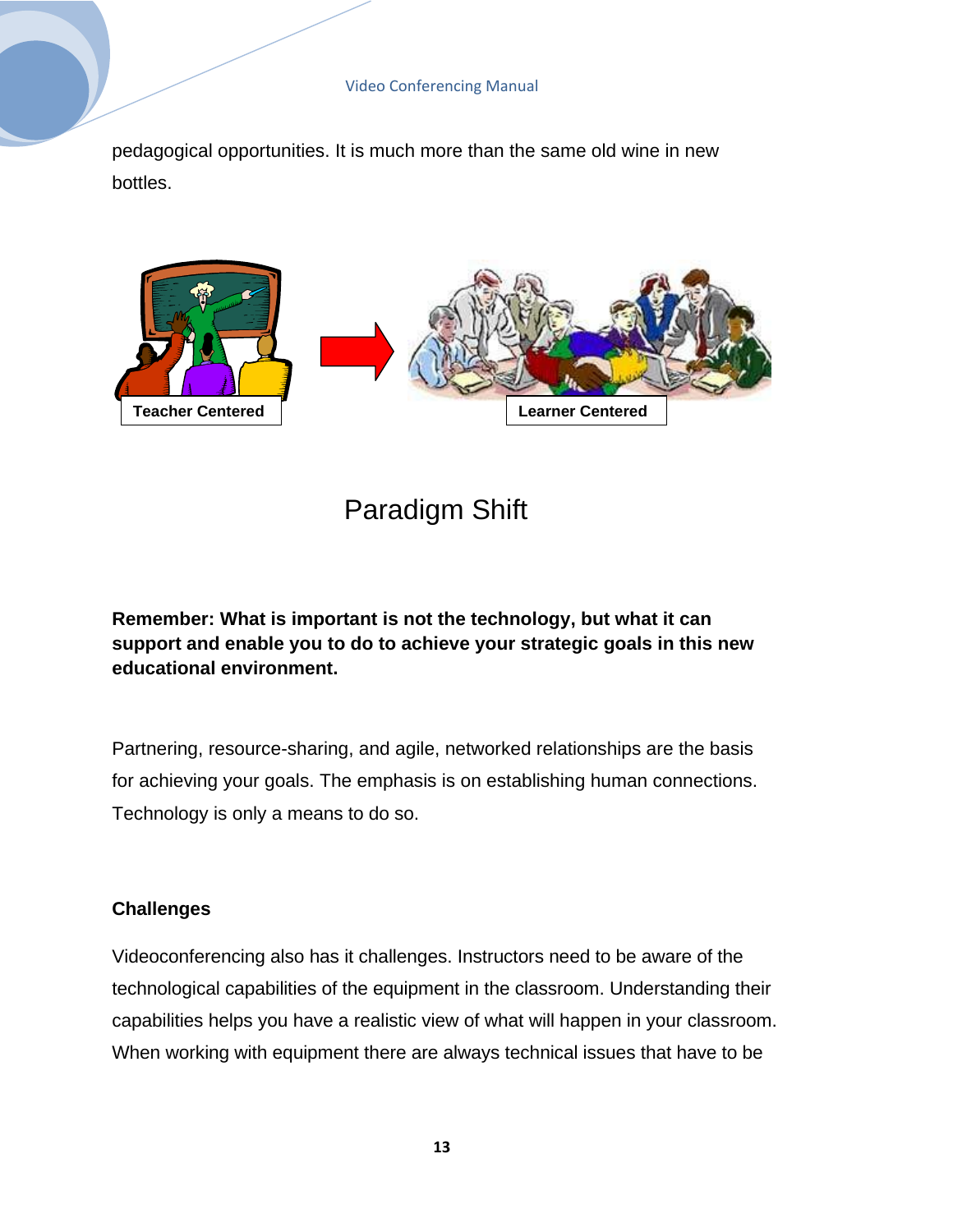pedagogical opportunities. It is much more than the same old wine in new bottles.

Teacher Centered

Learner Centered

Paradigm Shift

**Remember: What is important is not the technology, but what it can support and enable you to do to achieve your strategic goals in this new educational environment.**

Partnering, resource-sharing, and agile, networked relationships are the basis for achieving your goals. The emphasis is on establishing human connections. Technology is only a means to do so.

**Challenges**

Videoconferencing also has it challenges. Instructors need to be aware of the technological capabilities of the equipment in the classroom. Understanding their capabilities helps you have a realistic view of what will happen in your classroom. When working with equipment there are always technical issues that have to be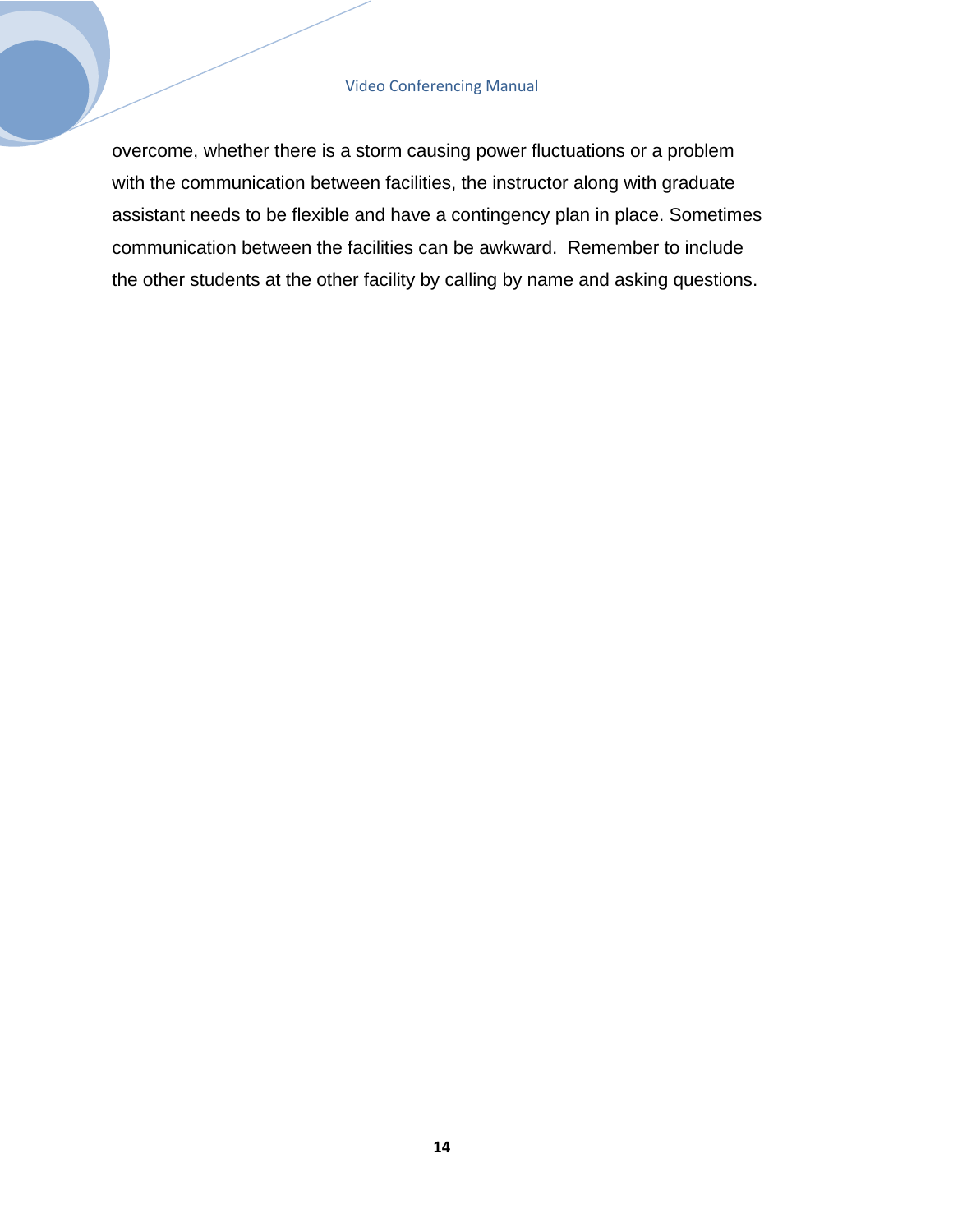overcome, whether there is a storm causing power fluctuations or a problem with the communication between facilities, the instructor along with graduate assistant needs to be flexible and have a contingency plan in place. Sometimes communication between the facilities can be awkward.  Remember to include the other students at the other facility by calling by name and asking questions.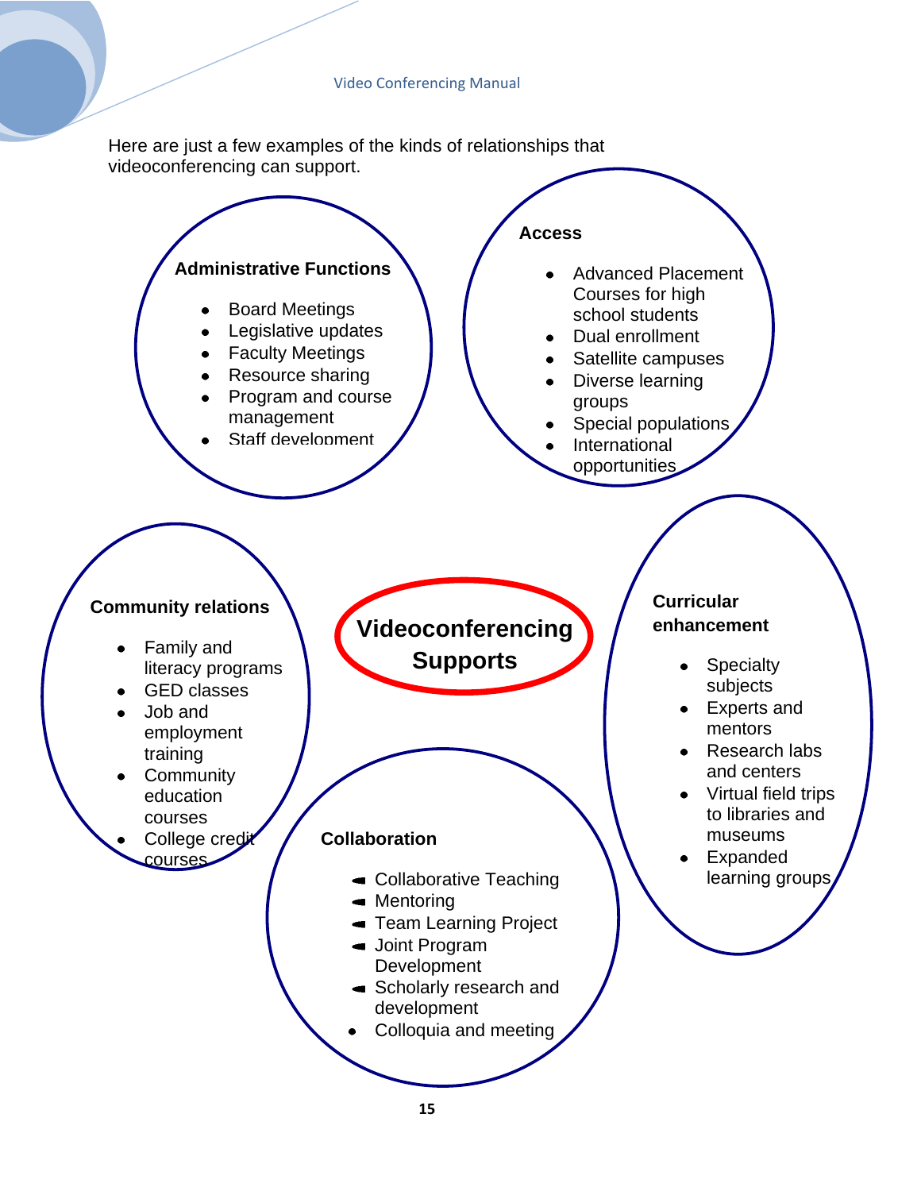Here are just a few examples of the kinds of relationships that videoconferencing can support.

## Videoconferencing Supports

### Administrative Functions

- Board Meetings
- Legislative updates
- Faculty Meetings
- Resource sharing
- Program and course management
- Staff development

### Access

- Advanced Placement Courses for high school students
- Dual enrollment
- Satellite campuses
- Diverse learning groups
- Special populations
- International opportunities

### Community relations

- Family and literacy programs
- GED classes
- Job and employment training
- Community education courses
- College credit courses

### Curricular enhancement

- Specialty subjects
- Experts and mentors
- Research labs and centers
- Virtual field trips to libraries and museums
- Expanded learning groups

### Collaboration

- Collaborative Teaching
- Mentoring
- Team Learning Project
- Joint Program Development
- Scholarly research and development
- Colloquia and meeting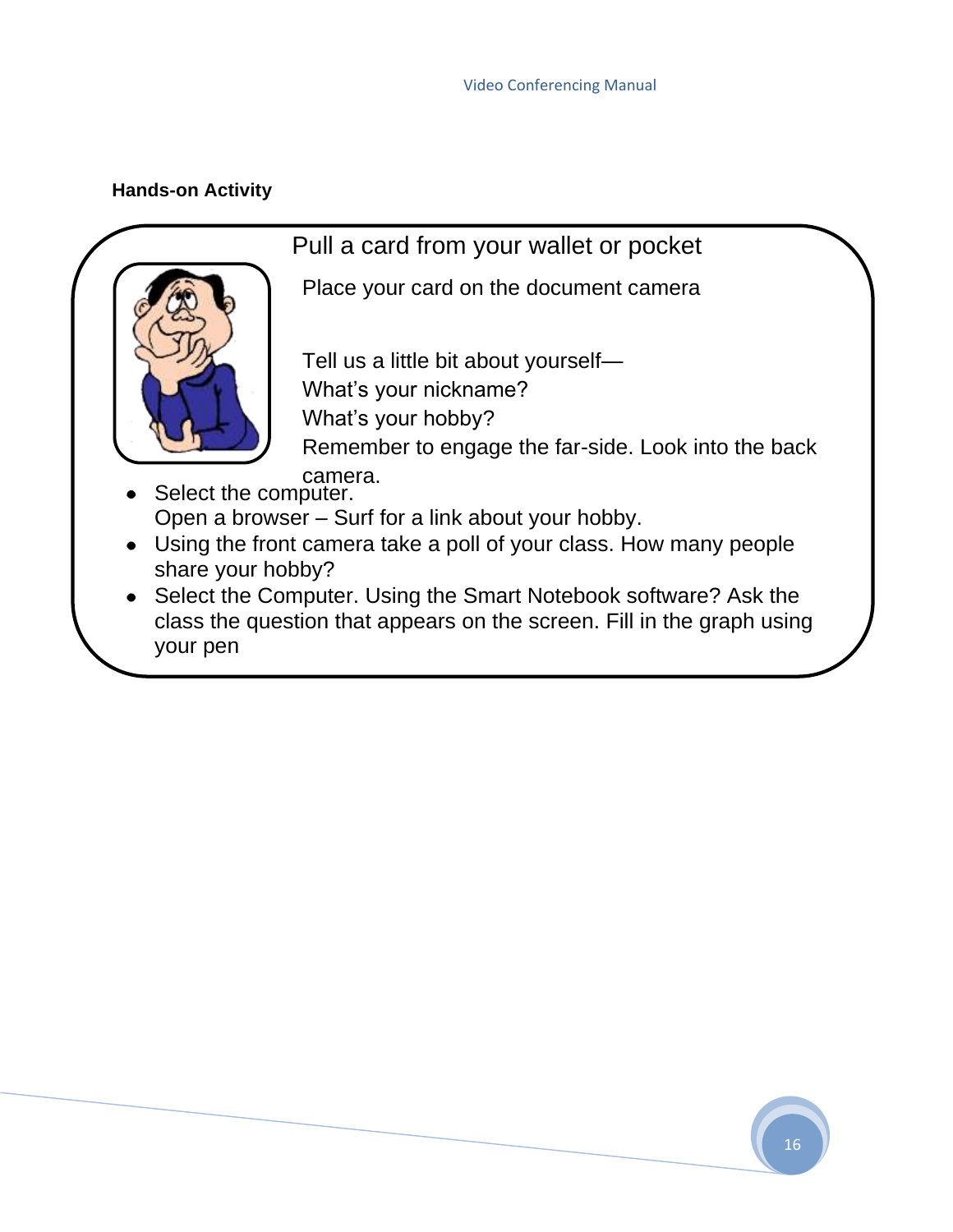**Hands-on Activity**

Pull a card from your wallet or pocket

Place your card on the document camera

Tell us a little bit about yourself—
What's your nickname?
What's your hobby?
Remember to engage the far-side. Look into the back camera.

- Select the computer.
  Open a browser – Surf for a link about your hobby.
- Using the front camera take a poll of your class. How many people share your hobby?
- Select the Computer. Using the Smart Notebook software? Ask the class the question that appears on the screen. Fill in the graph using your pen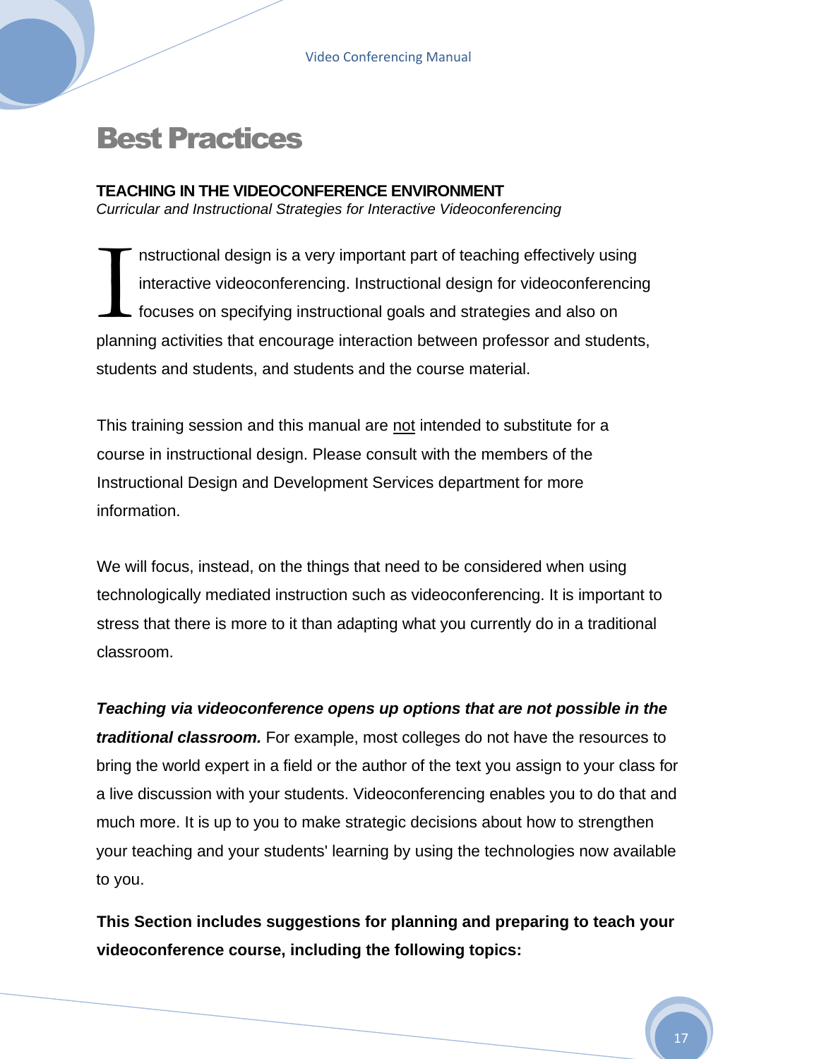# Best Practices

## TEACHING IN THE VIDEOCONFERENCE ENVIRONMENT

*Curricular and Instructional Strategies for Interactive Videoconferencing*

Instructional design is a very important part of teaching effectively using interactive videoconferencing. Instructional design for videoconferencing focuses on specifying instructional goals and strategies and also on planning activities that encourage interaction between professor and students, students and students, and students and the course material.

This training session and this manual are <u>not</u> intended to substitute for a course in instructional design. Please consult with the members of the Instructional Design and Development Services department for more information.

We will focus, instead, on the things that need to be considered when using technologically mediated instruction such as videoconferencing. It is important to stress that there is more to it than adapting what you currently do in a traditional classroom.

***Teaching via videoconference opens up options that are not possible in the traditional classroom.*** For example, most colleges do not have the resources to bring the world expert in a field or the author of the text you assign to your class for a live discussion with your students. Videoconferencing enables you to do that and much more. It is up to you to make strategic decisions about how to strengthen your teaching and your students' learning by using the technologies now available to you.

**This Section includes suggestions for planning and preparing to teach your videoconference course, including the following topics:**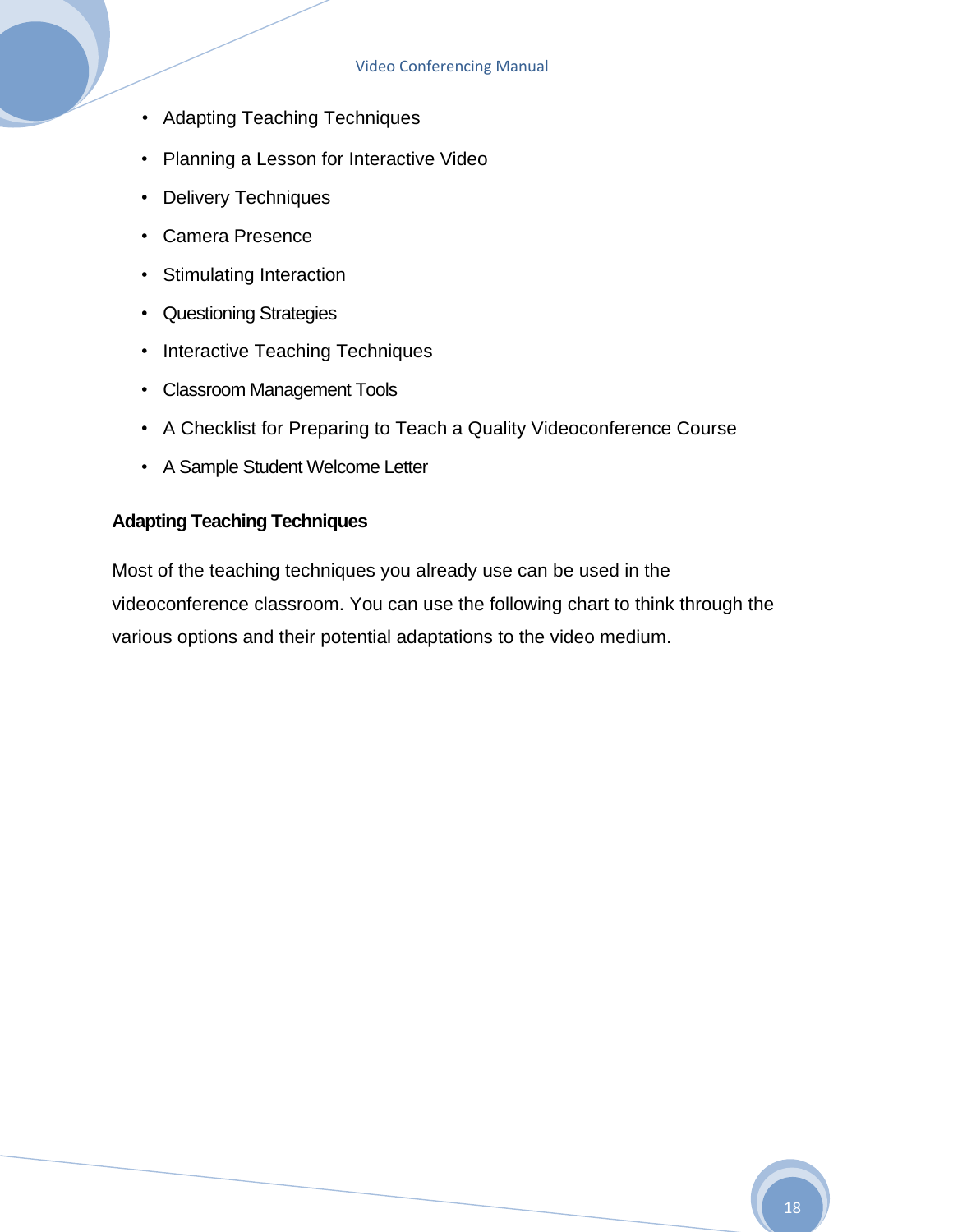- Adapting Teaching Techniques
- Planning a Lesson for Interactive Video
- Delivery Techniques
- Camera Presence
- Stimulating Interaction
- Questioning Strategies
- Interactive Teaching Techniques
- Classroom Management Tools
- A Checklist for Preparing to Teach a Quality Videoconference Course
- A Sample Student Welcome Letter

**Adapting Teaching Techniques**

Most of the teaching techniques you already use can be used in the videoconference classroom. You can use the following chart to think through the various options and their potential adaptations to the video medium.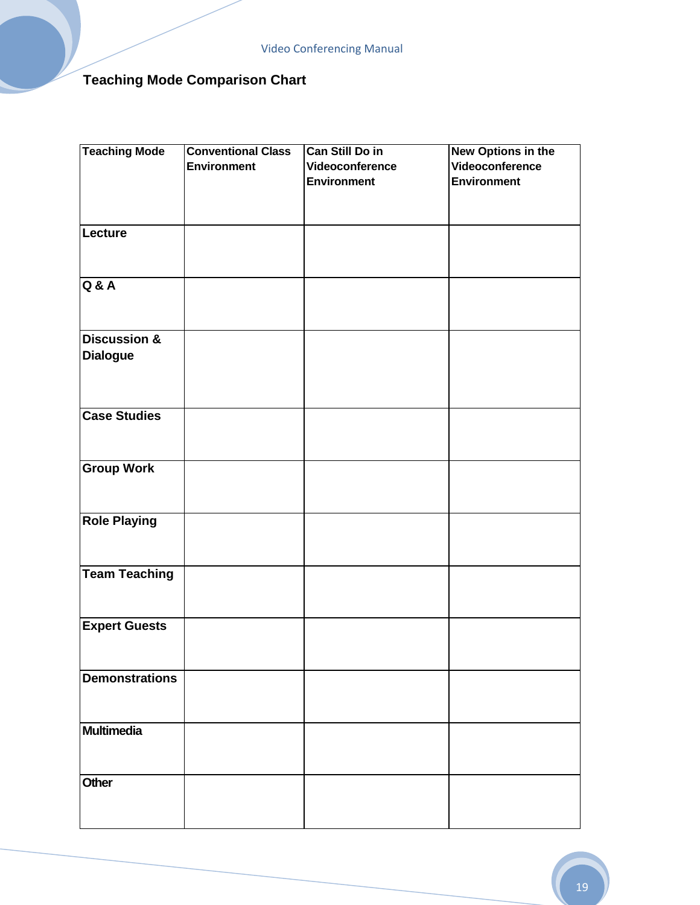## Teaching Mode Comparison Chart

| Teaching Mode | Conventional Class Environment | Can Still Do in Videoconference Environment | New Options in the Videoconference Environment |
|---|---|---|---|
| Lecture | | | |
| Q & A | | | |
| Discussion & Dialogue | | | |
| Case Studies | | | |
| Group Work | | | |
| Role Playing | | | |
| Team Teaching | | | |
| Expert Guests | | | |
| Demonstrations | | | |
| Multimedia | | | |
| Other | | | |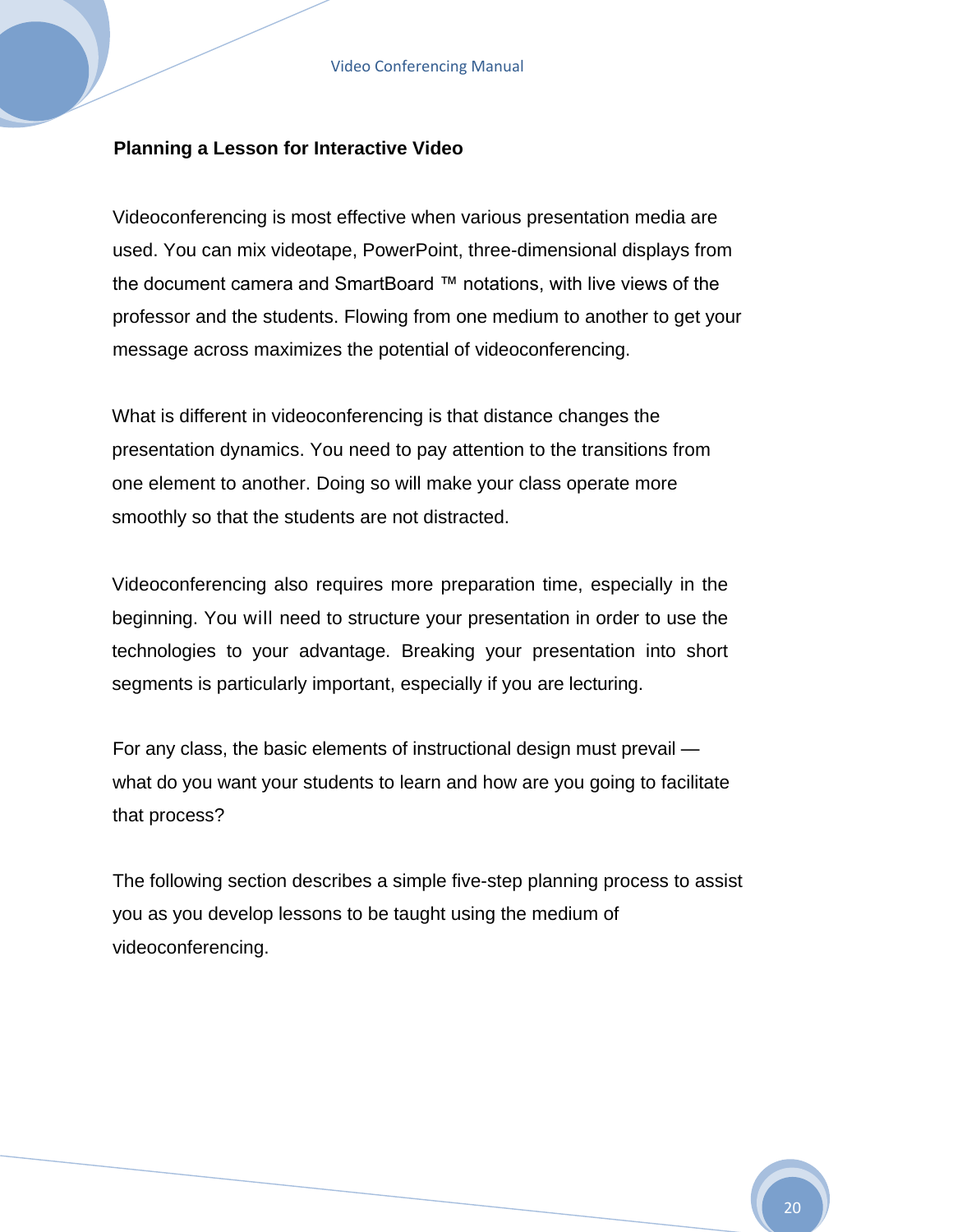## Planning a Lesson for Interactive Video

Videoconferencing is most effective when various presentation media are used. You can mix videotape, PowerPoint, three-dimensional displays from the document camera and SmartBoard ™ notations, with live views of the professor and the students. Flowing from one medium to another to get your message across maximizes the potential of videoconferencing.

What is different in videoconferencing is that distance changes the presentation dynamics. You need to pay attention to the transitions from one element to another. Doing so will make your class operate more smoothly so that the students are not distracted.

Videoconferencing also requires more preparation time, especially in the beginning. You will need to structure your presentation in order to use the technologies to your advantage. Breaking your presentation into short segments is particularly important, especially if you are lecturing.

For any class, the basic elements of instructional design must prevail — what do you want your students to learn and how are you going to facilitate that process?

The following section describes a simple five-step planning process to assist you as you develop lessons to be taught using the medium of videoconferencing.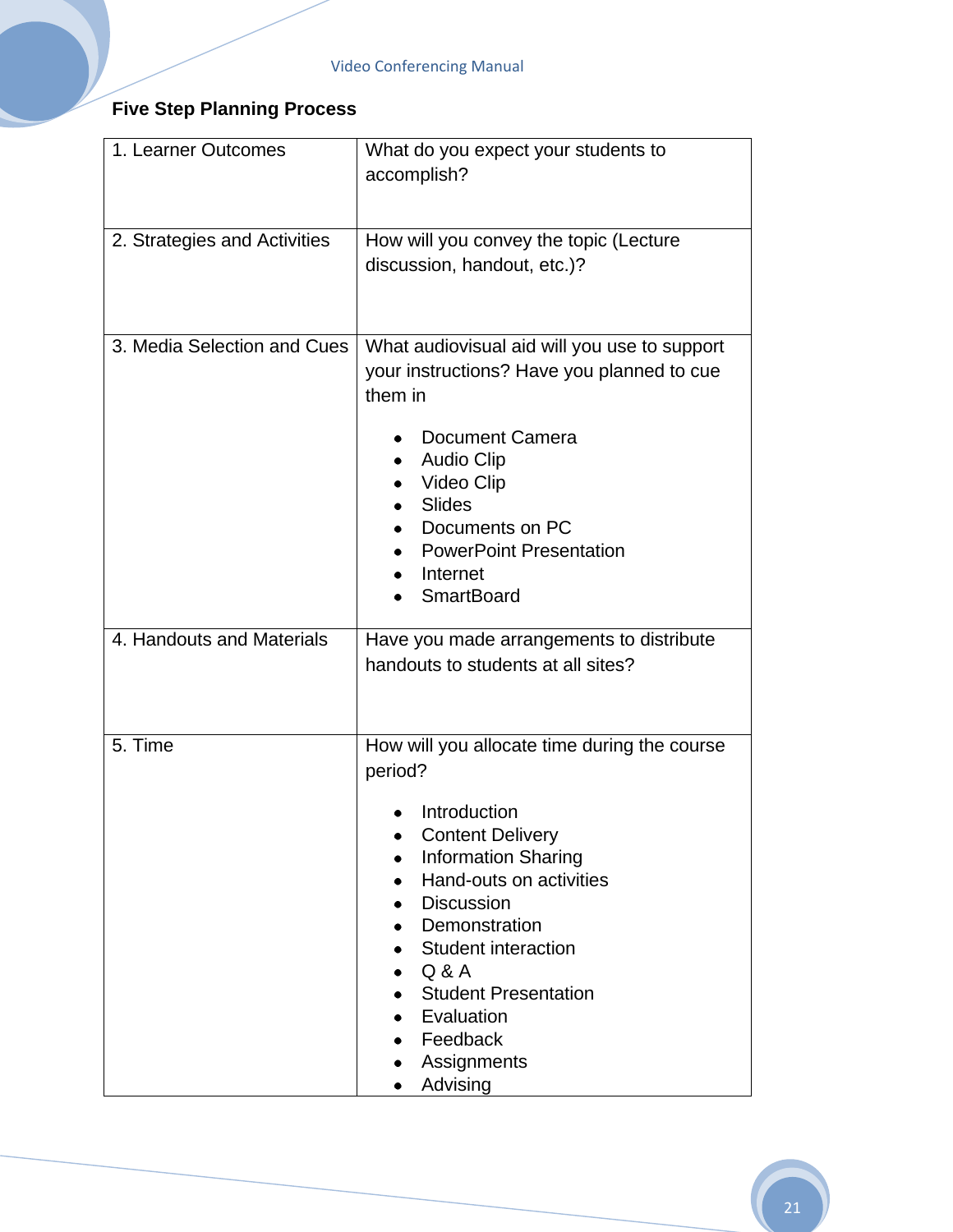### Five Step Planning Process

| | |
|---|---|
| 1. Learner Outcomes | What do you expect your students to accomplish? |
| 2. Strategies and Activities | How will you convey the topic (Lecture discussion, handout, etc.)? |
| 3. Media Selection and Cues | What audiovisual aid will you use to support your instructions? Have you planned to cue them in<br><br>• Document Camera<br>• Audio Clip<br>• Video Clip<br>• Slides<br>• Documents on PC<br>• PowerPoint Presentation<br>• Internet<br>• SmartBoard |
| 4. Handouts and Materials | Have you made arrangements to distribute handouts to students at all sites? |
| 5. Time | How will you allocate time during the course period?<br><br>• Introduction<br>• Content Delivery<br>• Information Sharing<br>• Hand-outs on activities<br>• Discussion<br>• Demonstration<br>• Student interaction<br>• Q & A<br>• Student Presentation<br>• Evaluation<br>• Feedback<br>• Assignments<br>• Advising |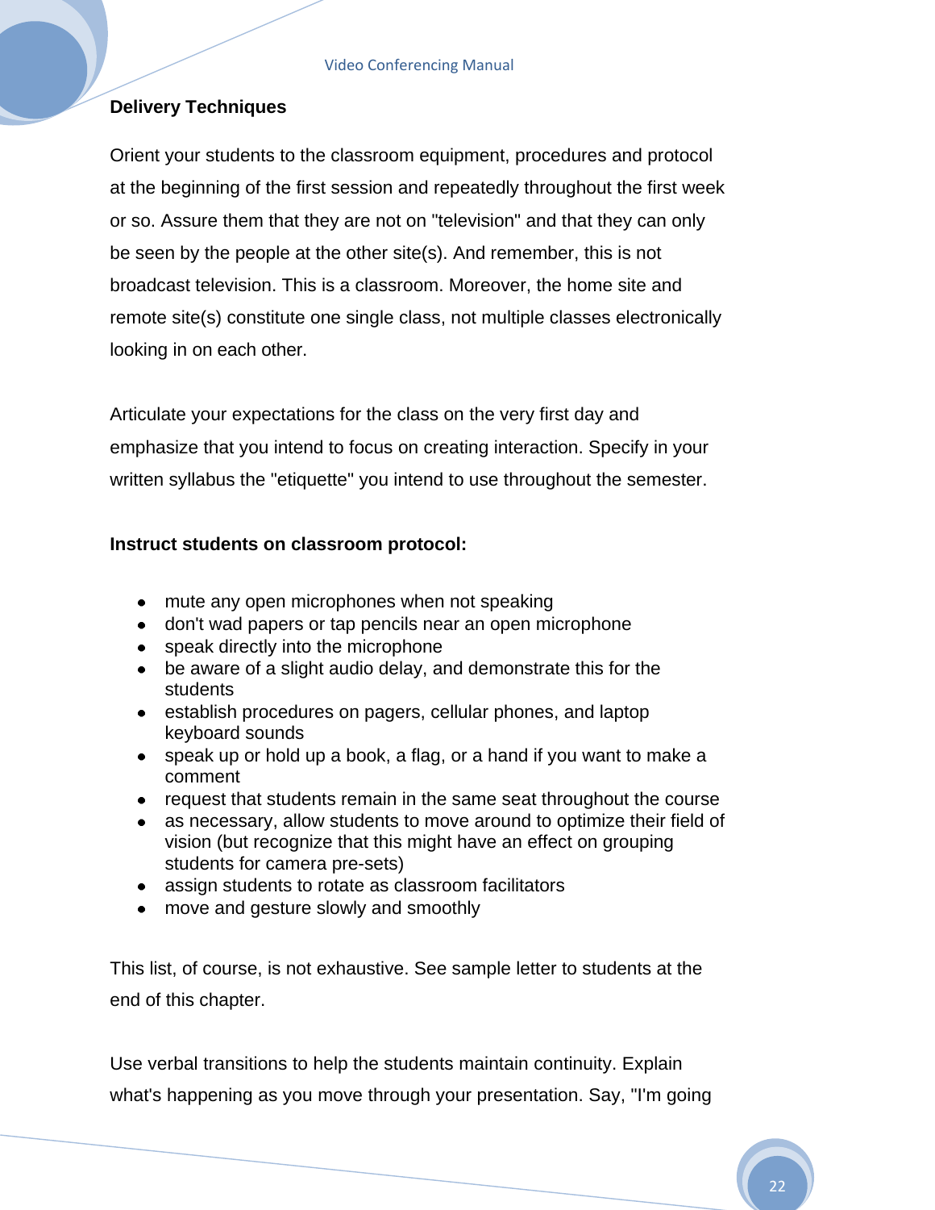## Delivery Techniques

Orient your students to the classroom equipment, procedures and protocol at the beginning of the first session and repeatedly throughout the first week or so. Assure them that they are not on "television" and that they can only be seen by the people at the other site(s). And remember, this is not broadcast television. This is a classroom. Moreover, the home site and remote site(s) constitute one single class, not multiple classes electronically looking in on each other.

Articulate your expectations for the class on the very first day and emphasize that you intend to focus on creating interaction. Specify in your written syllabus the "etiquette" you intend to use throughout the semester.

**Instruct students on classroom protocol:**

- mute any open microphones when not speaking
- don't wad papers or tap pencils near an open microphone
- speak directly into the microphone
- be aware of a slight audio delay, and demonstrate this for the students
- establish procedures on pagers, cellular phones, and laptop keyboard sounds
- speak up or hold up a book, a flag, or a hand if you want to make a comment
- request that students remain in the same seat throughout the course
- as necessary, allow students to move around to optimize their field of vision (but recognize that this might have an effect on grouping students for camera pre-sets)
- assign students to rotate as classroom facilitators
- move and gesture slowly and smoothly

This list, of course, is not exhaustive. See sample letter to students at the end of this chapter.

Use verbal transitions to help the students maintain continuity. Explain what's happening as you move through your presentation. Say, "I'm going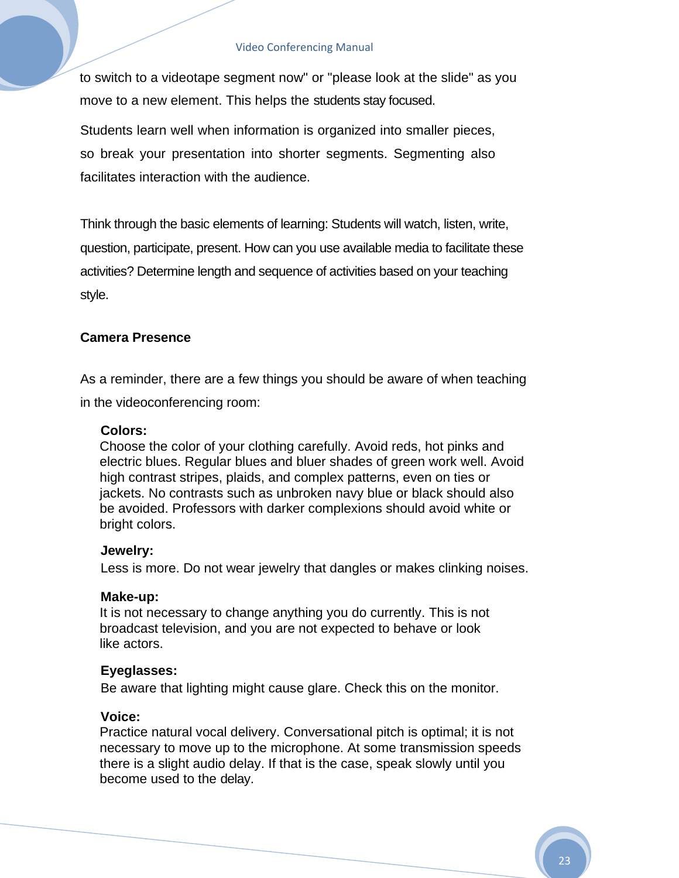to switch to a videotape segment now" or "please look at the slide" as you move to a new element. This helps the students stay focused.

Students learn well when information is organized into smaller pieces, so break your presentation into shorter segments. Segmenting also facilitates interaction with the audience.

Think through the basic elements of learning: Students will watch, listen, write, question, participate, present. How can you use available media to facilitate these activities? Determine length and sequence of activities based on your teaching style.

### Camera Presence

As a reminder, there are a few things you should be aware of when teaching in the videoconferencing room:

**Colors:**
Choose the color of your clothing carefully. Avoid reds, hot pinks and electric blues. Regular blues and bluer shades of green work well. Avoid high contrast stripes, plaids, and complex patterns, even on ties or jackets. No contrasts such as unbroken navy blue or black should also be avoided. Professors with darker complexions should avoid white or bright colors.

**Jewelry:**
Less is more. Do not wear jewelry that dangles or makes clinking noises.

**Make-up:**
It is not necessary to change anything you do currently. This is not broadcast television, and you are not expected to behave or look like actors.

**Eyeglasses:**
Be aware that lighting might cause glare. Check this on the monitor.

**Voice:**
Practice natural vocal delivery. Conversational pitch is optimal; it is not necessary to move up to the microphone. At some transmission speeds there is a slight audio delay. If that is the case, speak slowly until you become used to the delay.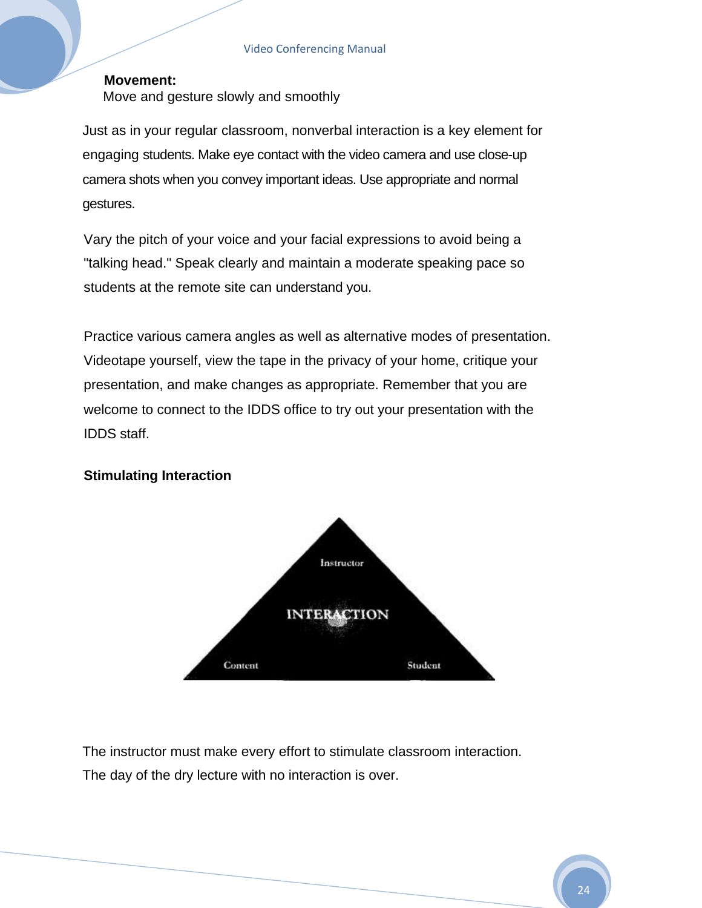**Movement:**
Move and gesture slowly and smoothly

Just as in your regular classroom, nonverbal interaction is a key element for engaging students. Make eye contact with the video camera and use close-up camera shots when you convey important ideas. Use appropriate and normal gestures.

Vary the pitch of your voice and your facial expressions to avoid being a "talking head." Speak clearly and maintain a moderate speaking pace so students at the remote site can understand you.

Practice various camera angles as well as alternative modes of presentation. Videotape yourself, view the tape in the privacy of your home, critique your presentation, and make changes as appropriate. Remember that you are welcome to connect to the IDDS office to try out your presentation with the IDDS staff.

**Stimulating Interaction**

Instructor

INTERACTION

Content | Student

The instructor must make every effort to stimulate classroom interaction. The day of the dry lecture with no interaction is over.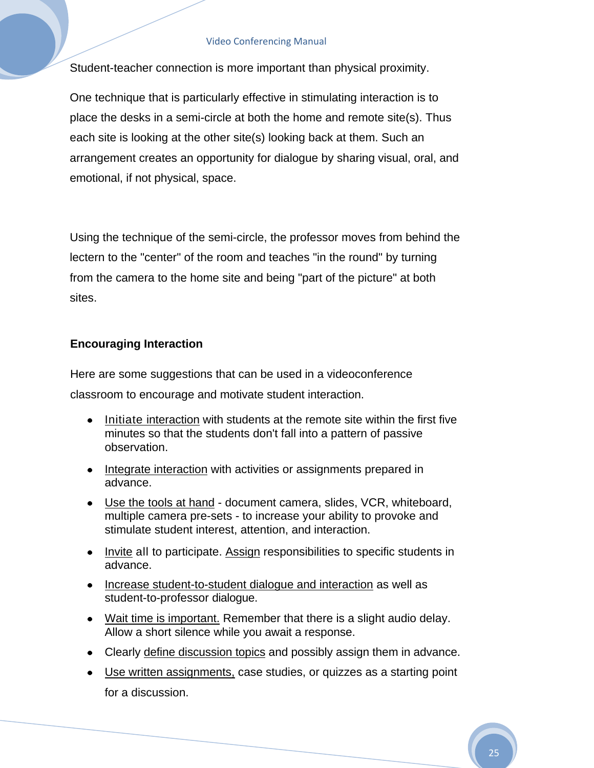Student-teacher connection is more important than physical proximity.

One technique that is particularly effective in stimulating interaction is to place the desks in a semi-circle at both the home and remote site(s). Thus each site is looking at the other site(s) looking back at them. Such an arrangement creates an opportunity for dialogue by sharing visual, oral, and emotional, if not physical, space.

Using the technique of the semi-circle, the professor moves from behind the lectern to the "center" of the room and teaches "in the round" by turning from the camera to the home site and being "part of the picture" at both sites.

### Encouraging Interaction

Here are some suggestions that can be used in a videoconference classroom to encourage and motivate student interaction.

- Initiate interaction with students at the remote site within the first five minutes so that the students don't fall into a pattern of passive observation.
- Integrate interaction with activities or assignments prepared in advance.
- Use the tools at hand - document camera, slides, VCR, whiteboard, multiple camera pre-sets - to increase your ability to provoke and stimulate student interest, attention, and interaction.
- Invite all to participate. Assign responsibilities to specific students in advance.
- Increase student-to-student dialogue and interaction as well as student-to-professor dialogue.
- Wait time is important. Remember that there is a slight audio delay. Allow a short silence while you await a response.
- Clearly define discussion topics and possibly assign them in advance.
- Use written assignments, case studies, or quizzes as a starting point for a discussion.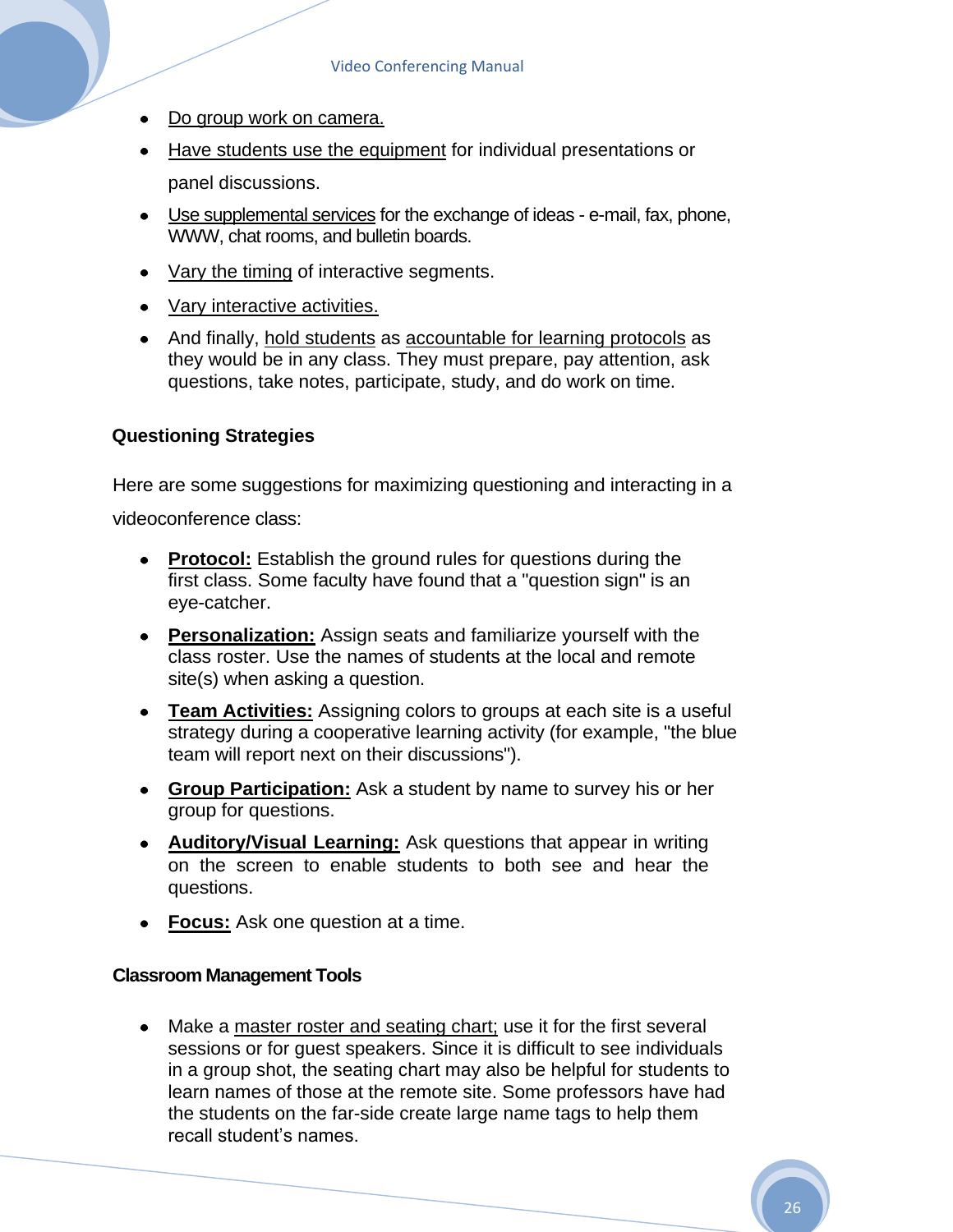- Do group work on camera.
- Have students use the equipment for individual presentations or panel discussions.
- Use supplemental services for the exchange of ideas - e-mail, fax, phone, WWW, chat rooms, and bulletin boards.
- Vary the timing of interactive segments.
- Vary interactive activities.
- And finally, hold students as accountable for learning protocols as they would be in any class. They must prepare, pay attention, ask questions, take notes, participate, study, and do work on time.

### Questioning Strategies

Here are some suggestions for maximizing questioning and interacting in a videoconference class:

- **Protocol:** Establish the ground rules for questions during the first class. Some faculty have found that a "question sign" is an eye-catcher.
- **Personalization:** Assign seats and familiarize yourself with the class roster. Use the names of students at the local and remote site(s) when asking a question.
- **Team Activities:** Assigning colors to groups at each site is a useful strategy during a cooperative learning activity (for example, "the blue team will report next on their discussions").
- **Group Participation:** Ask a student by name to survey his or her group for questions.
- **Auditory/Visual Learning:** Ask questions that appear in writing on the screen to enable students to both see and hear the questions.
- **Focus:** Ask one question at a time.

### Classroom Management Tools

- Make a master roster and seating chart; use it for the first several sessions or for guest speakers. Since it is difficult to see individuals in a group shot, the seating chart may also be helpful for students to learn names of those at the remote site. Some professors have had the students on the far-side create large name tags to help them recall student's names.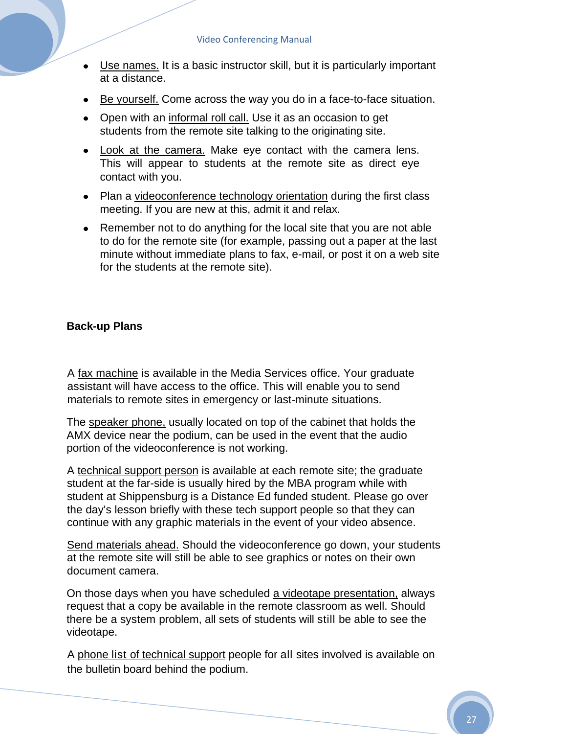- Use names. It is a basic instructor skill, but it is particularly important at a distance.
- Be yourself. Come across the way you do in a face-to-face situation.
- Open with an informal roll call. Use it as an occasion to get students from the remote site talking to the originating site.
- Look at the camera. Make eye contact with the camera lens. This will appear to students at the remote site as direct eye contact with you.
- Plan a videoconference technology orientation during the first class meeting. If you are new at this, admit it and relax.
- Remember not to do anything for the local site that you are not able to do for the remote site (for example, passing out a paper at the last minute without immediate plans to fax, e-mail, or post it on a web site for the students at the remote site).

**Back-up Plans**

A fax machine is available in the Media Services office. Your graduate assistant will have access to the office. This will enable you to send materials to remote sites in emergency or last-minute situations.

The speaker phone, usually located on top of the cabinet that holds the AMX device near the podium, can be used in the event that the audio portion of the videoconference is not working.

A technical support person is available at each remote site; the graduate student at the far-side is usually hired by the MBA program while with student at Shippensburg is a Distance Ed funded student. Please go over the day's lesson briefly with these tech support people so that they can continue with any graphic materials in the event of your video absence.

Send materials ahead. Should the videoconference go down, your students at the remote site will still be able to see graphics or notes on their own document camera.

On those days when you have scheduled a videotape presentation, always request that a copy be available in the remote classroom as well. Should there be a system problem, all sets of students will still be able to see the videotape.

A phone list of technical support people for all sites involved is available on the bulletin board behind the podium.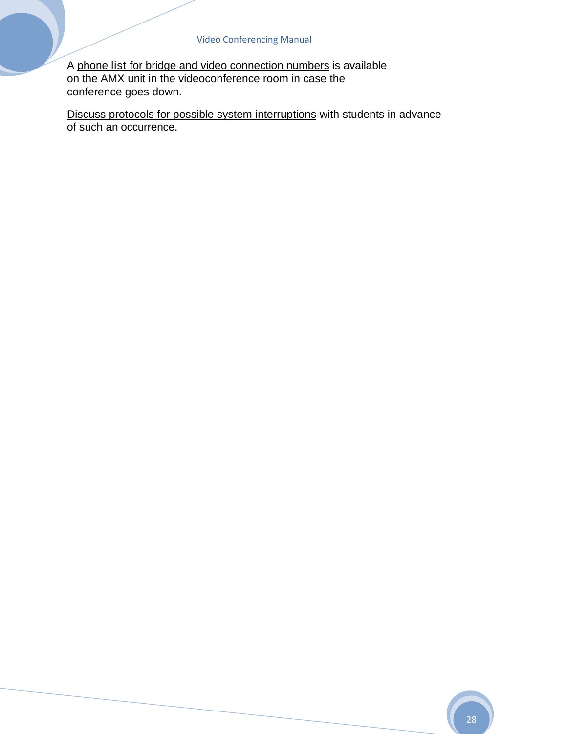A <u>phone list for bridge and video connection numbers</u> is available on the AMX unit in the videoconference room in case the conference goes down.

<u>Discuss protocols for possible system interruptions</u> with students in advance of such an occurrence.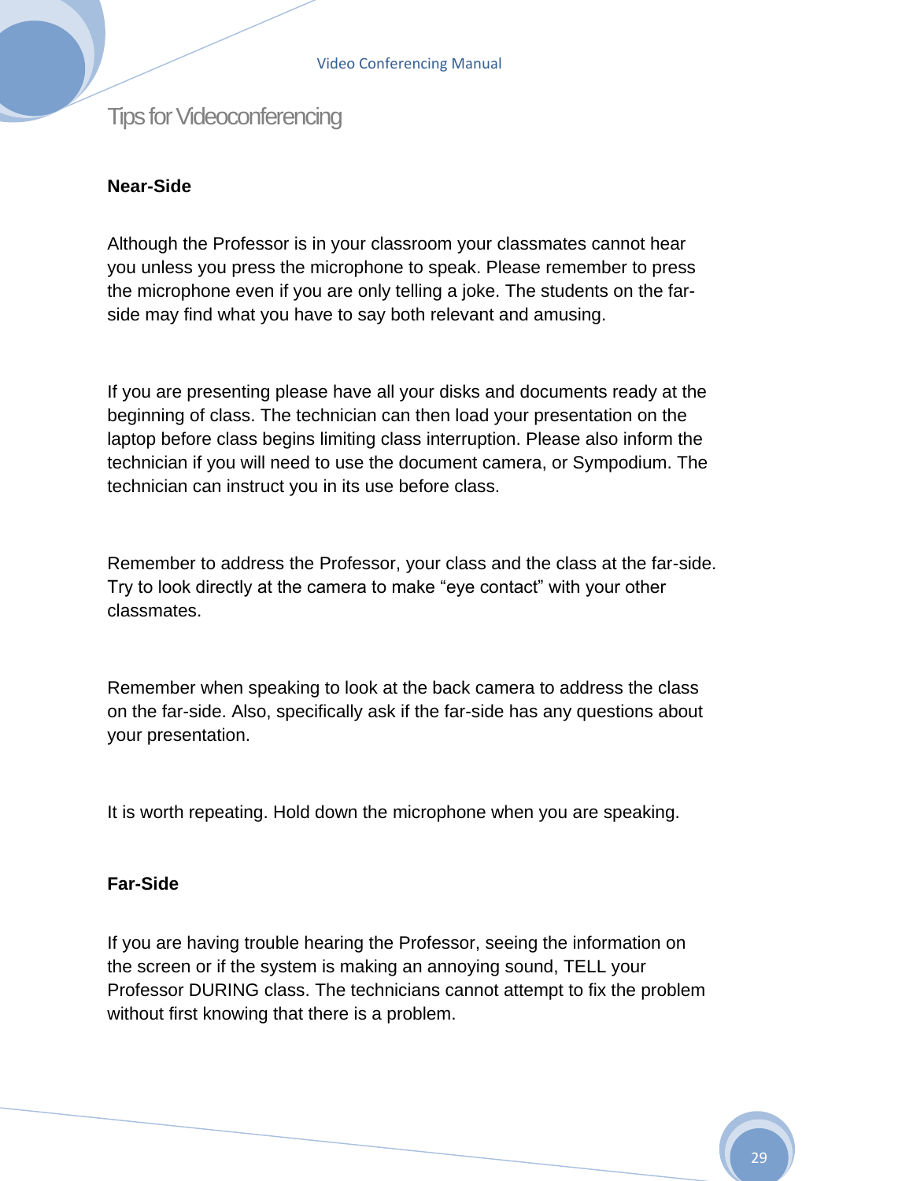# Tips for Videoconferencing

**Near-Side**

Although the Professor is in your classroom your classmates cannot hear you unless you press the microphone to speak. Please remember to press the microphone even if you are only telling a joke. The students on the far-side may find what you have to say both relevant and amusing.

If you are presenting please have all your disks and documents ready at the beginning of class. The technician can then load your presentation on the laptop before class begins limiting class interruption. Please also inform the technician if you will need to use the document camera, or Sympodium. The technician can instruct you in its use before class.

Remember to address the Professor, your class and the class at the far-side. Try to look directly at the camera to make "eye contact" with your other classmates.

Remember when speaking to look at the back camera to address the class on the far-side. Also, specifically ask if the far-side has any questions about your presentation.

It is worth repeating. Hold down the microphone when you are speaking.

**Far-Side**

If you are having trouble hearing the Professor, seeing the information on the screen or if the system is making an annoying sound, TELL your Professor DURING class. The technicians cannot attempt to fix the problem without first knowing that there is a problem.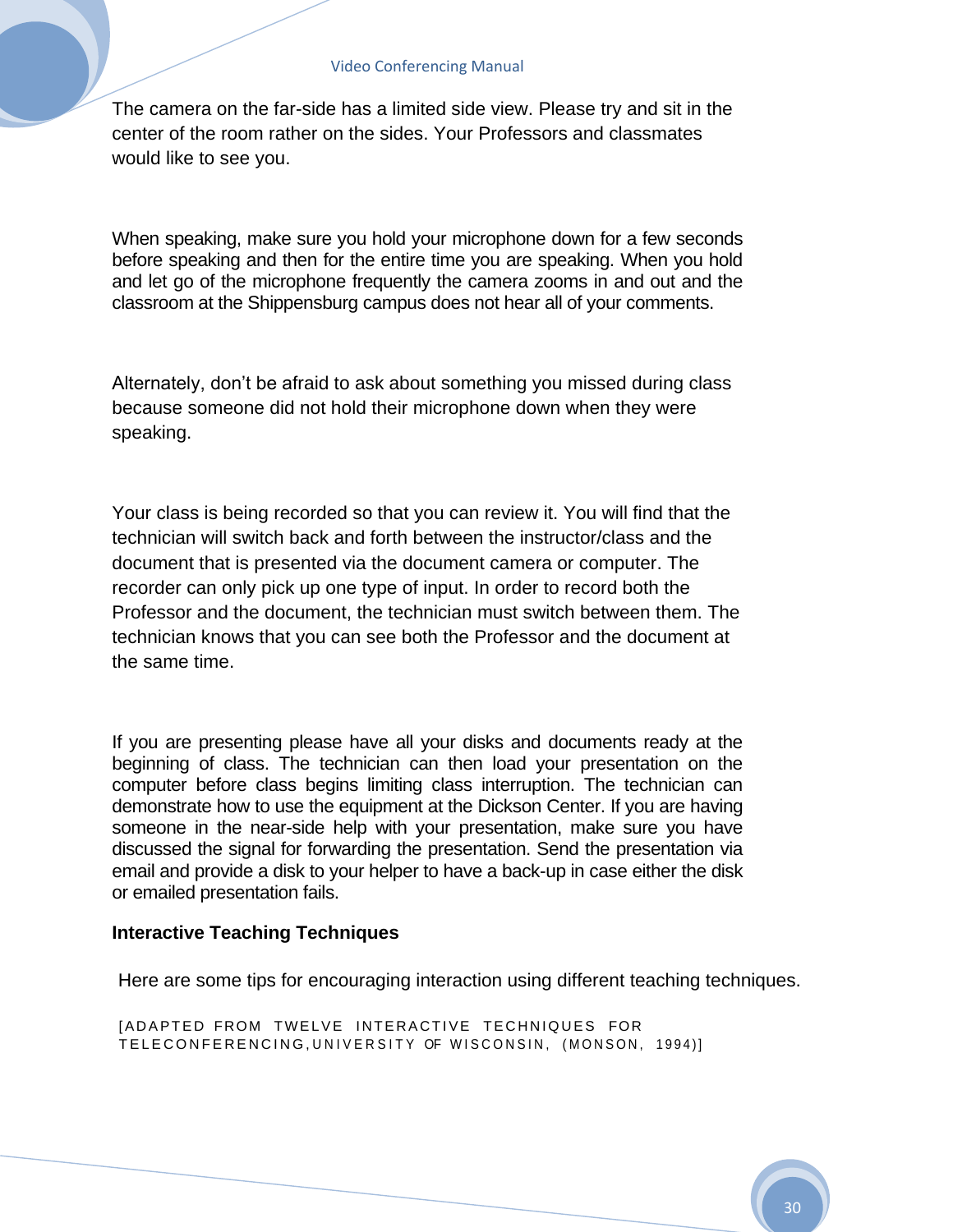The camera on the far-side has a limited side view. Please try and sit in the center of the room rather on the sides. Your Professors and classmates would like to see you.

When speaking, make sure you hold your microphone down for a few seconds before speaking and then for the entire time you are speaking. When you hold and let go of the microphone frequently the camera zooms in and out and the classroom at the Shippensburg campus does not hear all of your comments.

Alternately, don't be afraid to ask about something you missed during class because someone did not hold their microphone down when they were speaking.

Your class is being recorded so that you can review it. You will find that the technician will switch back and forth between the instructor/class and the document that is presented via the document camera or computer. The recorder can only pick up one type of input. In order to record both the Professor and the document, the technician must switch between them. The technician knows that you can see both the Professor and the document at the same time.

If you are presenting please have all your disks and documents ready at the beginning of class. The technician can then load your presentation on the computer before class begins limiting class interruption. The technician can demonstrate how to use the equipment at the Dickson Center. If you are having someone in the near-side help with your presentation, make sure you have discussed the signal for forwarding the presentation. Send the presentation via email and provide a disk to your helper to have a back-up in case either the disk or emailed presentation fails.

**Interactive Teaching Techniques**

Here are some tips for encouraging interaction using different teaching techniques.

[ADAPTED FROM TWELVE INTERACTIVE TECHNIQUES FOR TELECONFERENCING,UNIVERSITY OF WISCONSIN, (MONSON, 1994)]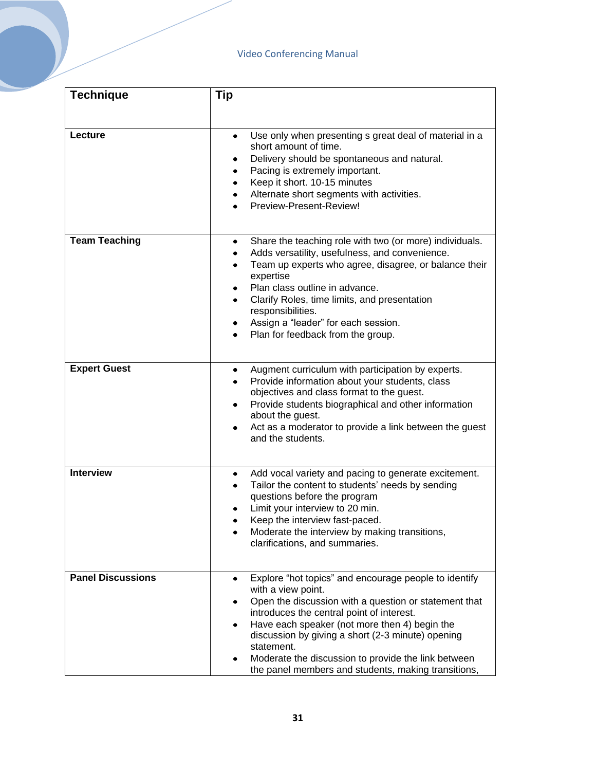| Technique | Tip |
|---|---|
| **Lecture** | • Use only when presenting s great deal of material in a short amount of time.<br>• Delivery should be spontaneous and natural.<br>• Pacing is extremely important.<br>• Keep it short. 10-15 minutes<br>• Alternate short segments with activities.<br>• Preview-Present-Review! |
| **Team Teaching** | • Share the teaching role with two (or more) individuals.<br>• Adds versatility, usefulness, and convenience.<br>• Team up experts who agree, disagree, or balance their expertise<br>• Plan class outline in advance.<br>• Clarify Roles, time limits, and presentation responsibilities.<br>• Assign a "leader" for each session.<br>• Plan for feedback from the group. |
| **Expert Guest** | • Augment curriculum with participation by experts.<br>• Provide information about your students, class objectives and class format to the guest.<br>• Provide students biographical and other information about the guest.<br>• Act as a moderator to provide a link between the guest and the students. |
| **Interview** | • Add vocal variety and pacing to generate excitement.<br>• Tailor the content to students' needs by sending questions before the program<br>• Limit your interview to 20 min.<br>• Keep the interview fast-paced.<br>• Moderate the interview by making transitions, clarifications, and summaries. |
| **Panel Discussions** | • Explore "hot topics" and encourage people to identify with a view point.<br>• Open the discussion with a question or statement that introduces the central point of interest.<br>• Have each speaker (not more then 4) begin the discussion by giving a short (2-3 minute) opening statement.<br>• Moderate the discussion to provide the link between the panel members and students, making transitions, |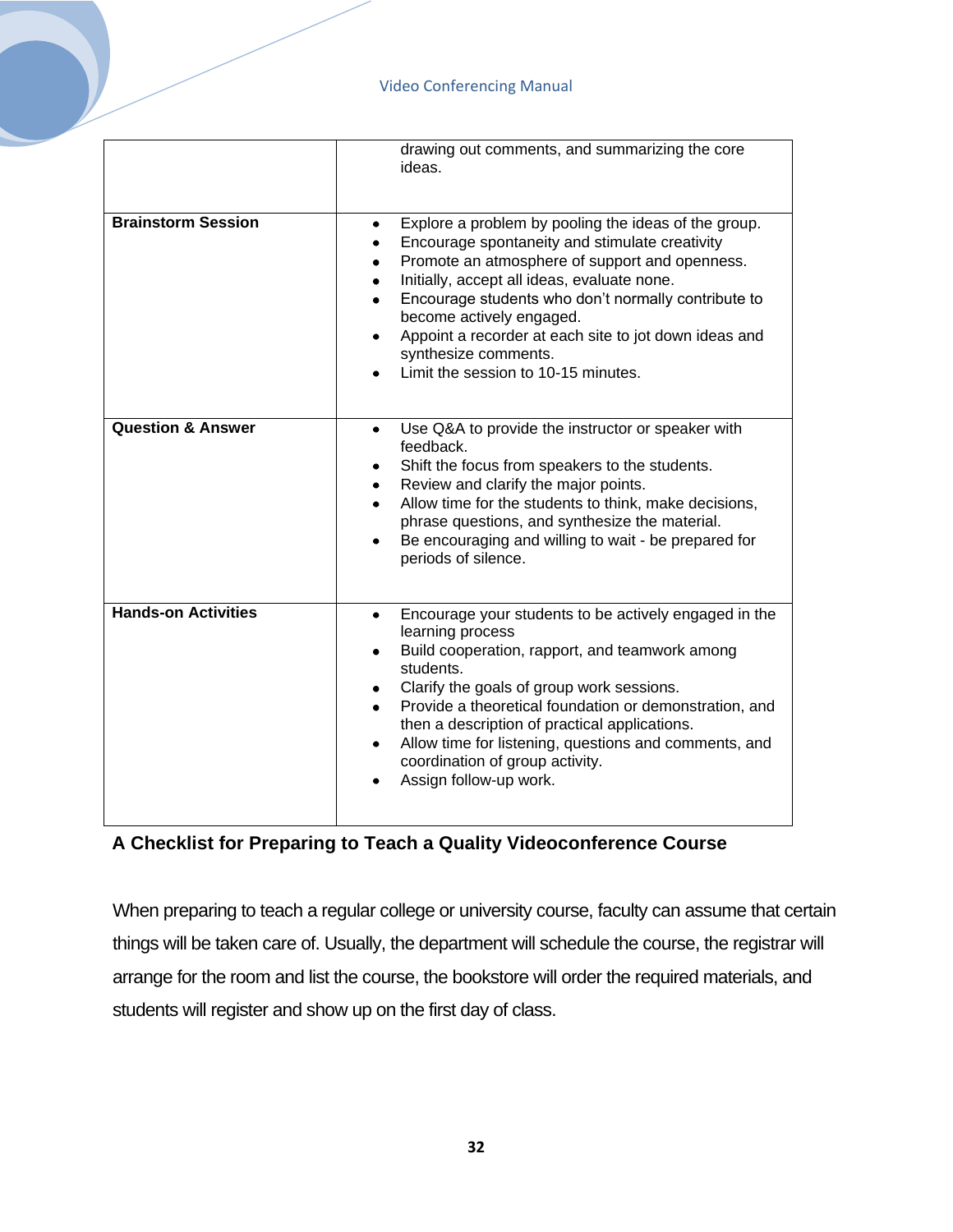| | |
|---|---|
| | drawing out comments, and summarizing the core ideas. |
| **Brainstorm Session** | • Explore a problem by pooling the ideas of the group.<br>• Encourage spontaneity and stimulate creativity<br>• Promote an atmosphere of support and openness.<br>• Initially, accept all ideas, evaluate none.<br>• Encourage students who don't normally contribute to become actively engaged.<br>• Appoint a recorder at each site to jot down ideas and synthesize comments.<br>• Limit the session to 10-15 minutes. |
| **Question & Answer** | • Use Q&A to provide the instructor or speaker with feedback.<br>• Shift the focus from speakers to the students.<br>• Review and clarify the major points.<br>• Allow time for the students to think, make decisions, phrase questions, and synthesize the material.<br>• Be encouraging and willing to wait - be prepared for periods of silence. |
| **Hands-on Activities** | • Encourage your students to be actively engaged in the learning process<br>• Build cooperation, rapport, and teamwork among students.<br>• Clarify the goals of group work sessions.<br>• Provide a theoretical foundation or demonstration, and then a description of practical applications.<br>• Allow time for listening, questions and comments, and coordination of group activity.<br>• Assign follow-up work. |

## A Checklist for Preparing to Teach a Quality Videoconference Course

When preparing to teach a regular college or university course, faculty can assume that certain things will be taken care of. Usually, the department will schedule the course, the registrar will arrange for the room and list the course, the bookstore will order the required materials, and students will register and show up on the first day of class.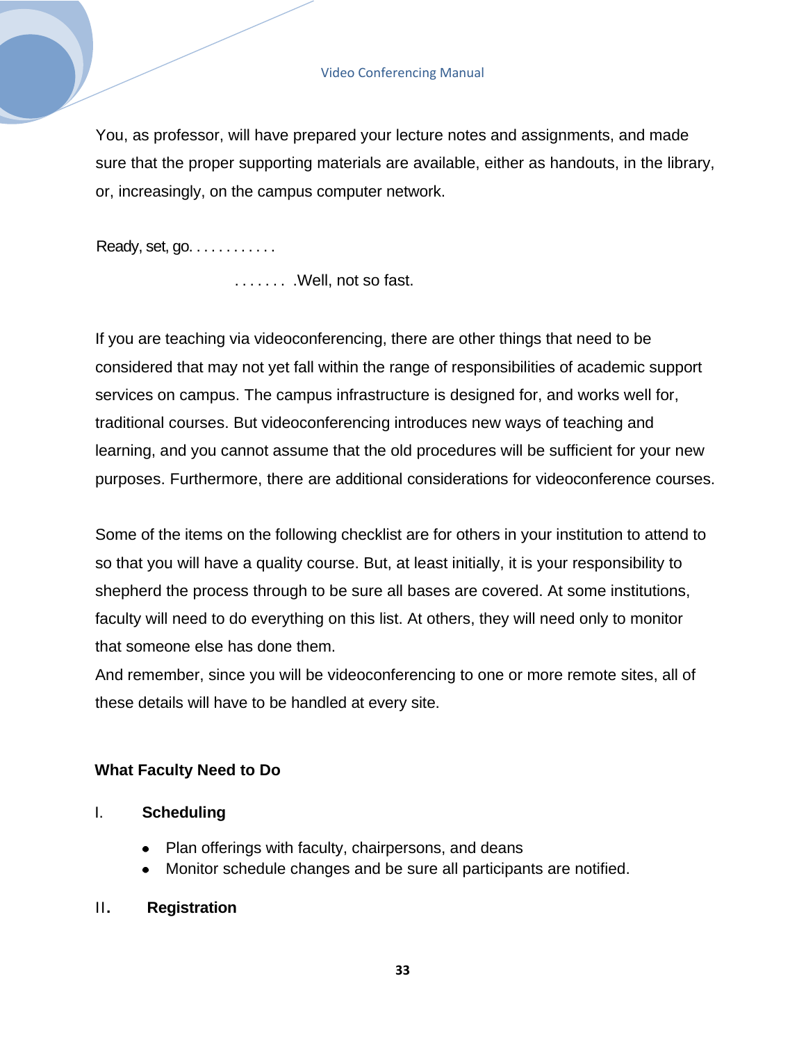You, as professor, will have prepared your lecture notes and assignments, and made sure that the proper supporting materials are available, either as handouts, in the library, or, increasingly, on the campus computer network.

Ready, set, go. . . . . . . . . . . .

. . . . . . . .Well, not so fast.

If you are teaching via videoconferencing, there are other things that need to be considered that may not yet fall within the range of responsibilities of academic support services on campus. The campus infrastructure is designed for, and works well for, traditional courses. But videoconferencing introduces new ways of teaching and learning, and you cannot assume that the old procedures will be sufficient for your new purposes. Furthermore, there are additional considerations for videoconference courses.

Some of the items on the following checklist are for others in your institution to attend to so that you will have a quality course. But, at least initially, it is your responsibility to shepherd the process through to be sure all bases are covered. At some institutions, faculty will need to do everything on this list. At others, they will need only to monitor that someone else has done them.
And remember, since you will be videoconferencing to one or more remote sites, all of these details will have to be handled at every site.

**What Faculty Need to Do**

I. **Scheduling**

- Plan offerings with faculty, chairpersons, and deans
- Monitor schedule changes and be sure all participants are notified.

II. **Registration**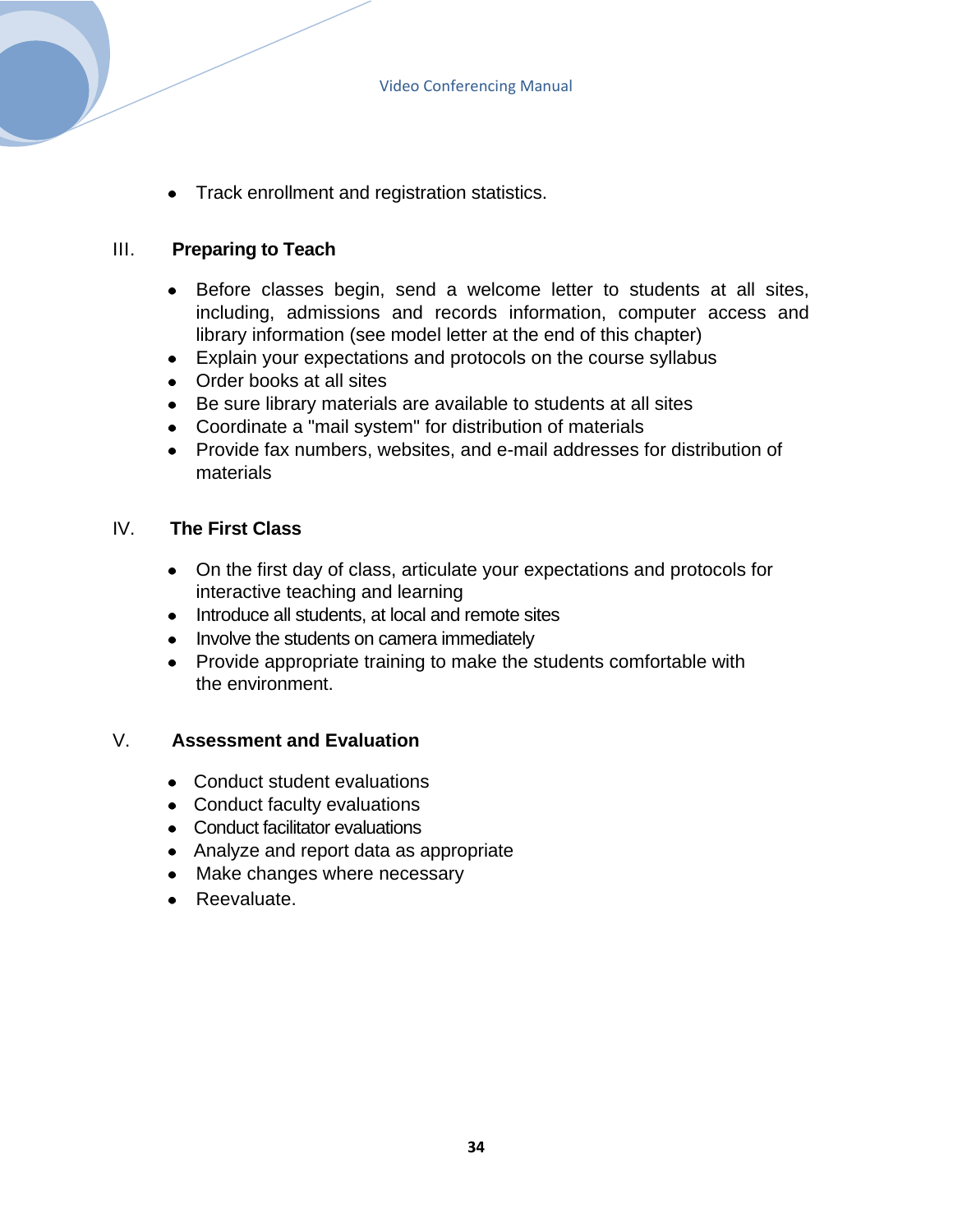- Track enrollment and registration statistics.

## III. Preparing to Teach

- Before classes begin, send a welcome letter to students at all sites, including, admissions and records information, computer access and library information (see model letter at the end of this chapter)
- Explain your expectations and protocols on the course syllabus
- Order books at all sites
- Be sure library materials are available to students at all sites
- Coordinate a "mail system" for distribution of materials
- Provide fax numbers, websites, and e-mail addresses for distribution of materials

## IV. The First Class

- On the first day of class, articulate your expectations and protocols for interactive teaching and learning
- Introduce all students, at local and remote sites
- Involve the students on camera immediately
- Provide appropriate training to make the students comfortable with the environment.

## V. Assessment and Evaluation

- Conduct student evaluations
- Conduct faculty evaluations
- Conduct facilitator evaluations
- Analyze and report data as appropriate
- Make changes where necessary
- Reevaluate.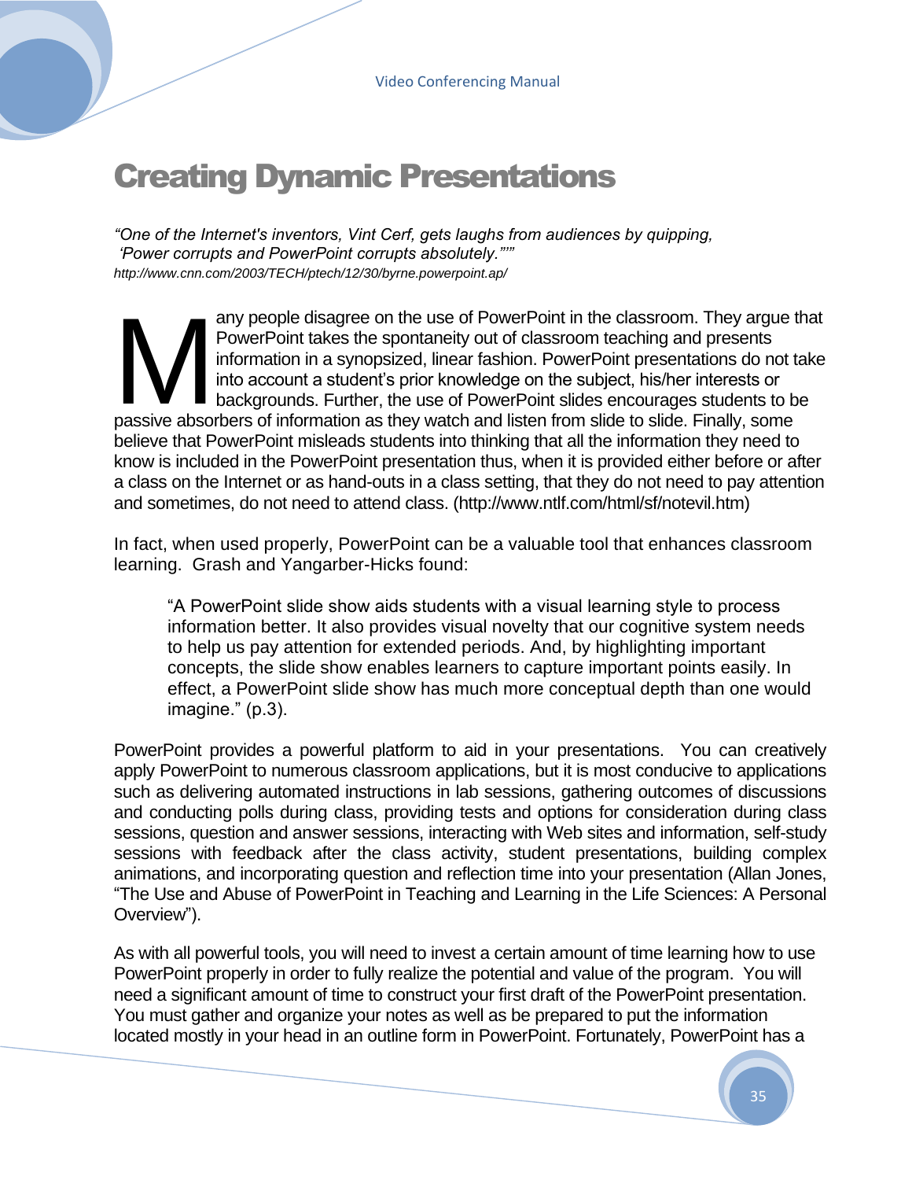# Creating Dynamic Presentations

*"One of the Internet's inventors, Vint Cerf, gets laughs from audiences by quipping, 'Power corrupts and PowerPoint corrupts absolutely.'""*
*http://www.cnn.com/2003/TECH/ptech/12/30/byrne.powerpoint.ap/*

Many people disagree on the use of PowerPoint in the classroom. They argue that PowerPoint takes the spontaneity out of classroom teaching and presents information in a synopsized, linear fashion. PowerPoint presentations do not take into account a student's prior knowledge on the subject, his/her interests or backgrounds. Further, the use of PowerPoint slides encourages students to be passive absorbers of information as they watch and listen from slide to slide. Finally, some believe that PowerPoint misleads students into thinking that all the information they need to know is included in the PowerPoint presentation thus, when it is provided either before or after a class on the Internet or as hand-outs in a class setting, that they do not need to pay attention and sometimes, do not need to attend class. (http://www.ntlf.com/html/sf/notevil.htm)

In fact, when used properly, PowerPoint can be a valuable tool that enhances classroom learning. Grash and Yangarber-Hicks found:

> "A PowerPoint slide show aids students with a visual learning style to process information better. It also provides visual novelty that our cognitive system needs to help us pay attention for extended periods. And, by highlighting important concepts, the slide show enables learners to capture important points easily. In effect, a PowerPoint slide show has much more conceptual depth than one would imagine." (p.3).

PowerPoint provides a powerful platform to aid in your presentations. You can creatively apply PowerPoint to numerous classroom applications, but it is most conducive to applications such as delivering automated instructions in lab sessions, gathering outcomes of discussions and conducting polls during class, providing tests and options for consideration during class sessions, question and answer sessions, interacting with Web sites and information, self-study sessions with feedback after the class activity, student presentations, building complex animations, and incorporating question and reflection time into your presentation (Allan Jones, "The Use and Abuse of PowerPoint in Teaching and Learning in the Life Sciences: A Personal Overview").

As with all powerful tools, you will need to invest a certain amount of time learning how to use PowerPoint properly in order to fully realize the potential and value of the program. You will need a significant amount of time to construct your first draft of the PowerPoint presentation. You must gather and organize your notes as well as be prepared to put the information located mostly in your head in an outline form in PowerPoint. Fortunately, PowerPoint has a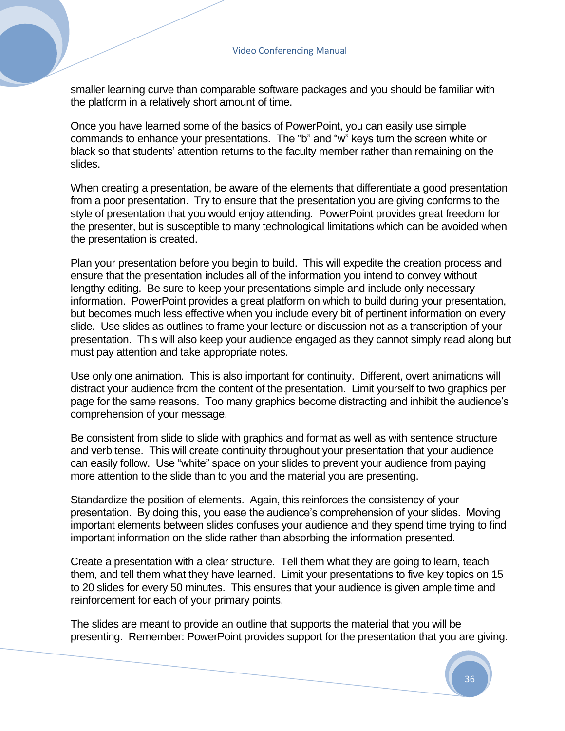smaller learning curve than comparable software packages and you should be familiar with the platform in a relatively short amount of time.

Once you have learned some of the basics of PowerPoint, you can easily use simple commands to enhance your presentations. The "b" and "w" keys turn the screen white or black so that students' attention returns to the faculty member rather than remaining on the slides.

When creating a presentation, be aware of the elements that differentiate a good presentation from a poor presentation. Try to ensure that the presentation you are giving conforms to the style of presentation that you would enjoy attending. PowerPoint provides great freedom for the presenter, but is susceptible to many technological limitations which can be avoided when the presentation is created.

Plan your presentation before you begin to build. This will expedite the creation process and ensure that the presentation includes all of the information you intend to convey without lengthy editing. Be sure to keep your presentations simple and include only necessary information. PowerPoint provides a great platform on which to build during your presentation, but becomes much less effective when you include every bit of pertinent information on every slide. Use slides as outlines to frame your lecture or discussion not as a transcription of your presentation. This will also keep your audience engaged as they cannot simply read along but must pay attention and take appropriate notes.

Use only one animation. This is also important for continuity. Different, overt animations will distract your audience from the content of the presentation. Limit yourself to two graphics per page for the same reasons. Too many graphics become distracting and inhibit the audience's comprehension of your message.

Be consistent from slide to slide with graphics and format as well as with sentence structure and verb tense. This will create continuity throughout your presentation that your audience can easily follow. Use "white" space on your slides to prevent your audience from paying more attention to the slide than to you and the material you are presenting.

Standardize the position of elements. Again, this reinforces the consistency of your presentation. By doing this, you ease the audience's comprehension of your slides. Moving important elements between slides confuses your audience and they spend time trying to find important information on the slide rather than absorbing the information presented.

Create a presentation with a clear structure. Tell them what they are going to learn, teach them, and tell them what they have learned. Limit your presentations to five key topics on 15 to 20 slides for every 50 minutes. This ensures that your audience is given ample time and reinforcement for each of your primary points.

The slides are meant to provide an outline that supports the material that you will be presenting. Remember: PowerPoint provides support for the presentation that you are giving.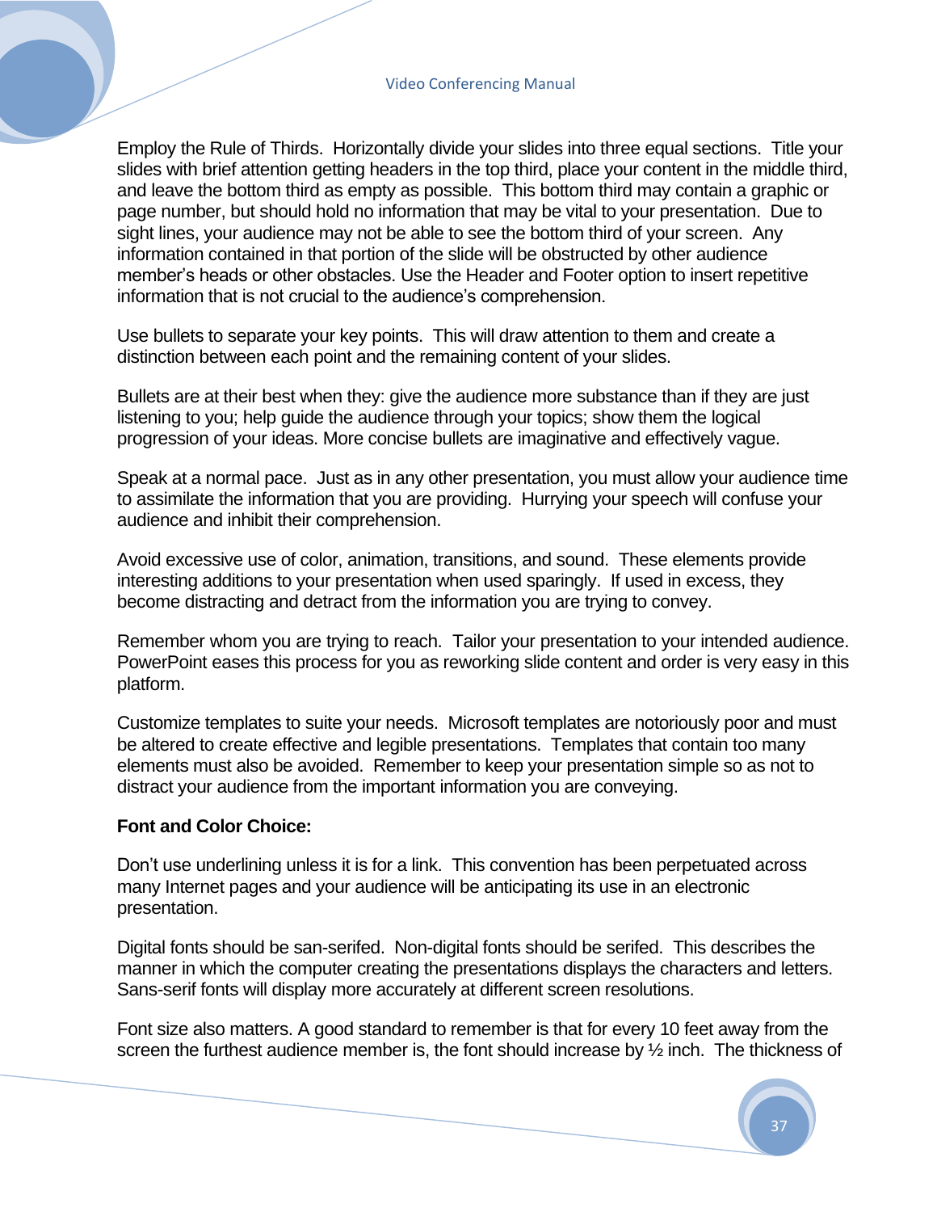Employ the Rule of Thirds. Horizontally divide your slides into three equal sections. Title your slides with brief attention getting headers in the top third, place your content in the middle third, and leave the bottom third as empty as possible. This bottom third may contain a graphic or page number, but should hold no information that may be vital to your presentation. Due to sight lines, your audience may not be able to see the bottom third of your screen. Any information contained in that portion of the slide will be obstructed by other audience member's heads or other obstacles. Use the Header and Footer option to insert repetitive information that is not crucial to the audience's comprehension.

Use bullets to separate your key points. This will draw attention to them and create a distinction between each point and the remaining content of your slides.

Bullets are at their best when they: give the audience more substance than if they are just listening to you; help guide the audience through your topics; show them the logical progression of your ideas. More concise bullets are imaginative and effectively vague.

Speak at a normal pace. Just as in any other presentation, you must allow your audience time to assimilate the information that you are providing. Hurrying your speech will confuse your audience and inhibit their comprehension.

Avoid excessive use of color, animation, transitions, and sound. These elements provide interesting additions to your presentation when used sparingly. If used in excess, they become distracting and detract from the information you are trying to convey.

Remember whom you are trying to reach. Tailor your presentation to your intended audience. PowerPoint eases this process for you as reworking slide content and order is very easy in this platform.

Customize templates to suite your needs. Microsoft templates are notoriously poor and must be altered to create effective and legible presentations. Templates that contain too many elements must also be avoided. Remember to keep your presentation simple so as not to distract your audience from the important information you are conveying.

**Font and Color Choice:**

Don't use underlining unless it is for a link. This convention has been perpetuated across many Internet pages and your audience will be anticipating its use in an electronic presentation.

Digital fonts should be san-serifed. Non-digital fonts should be serifed. This describes the manner in which the computer creating the presentations displays the characters and letters. Sans-serif fonts will display more accurately at different screen resolutions.

Font size also matters. A good standard to remember is that for every 10 feet away from the screen the furthest audience member is, the font should increase by ½ inch. The thickness of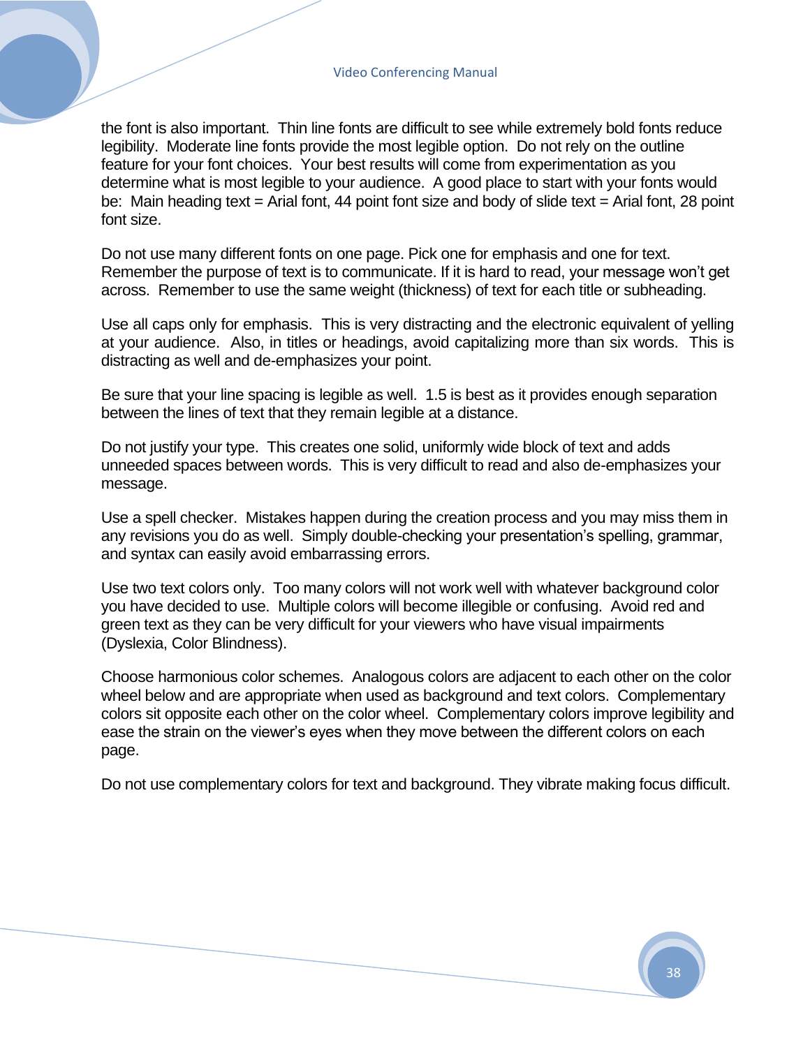the font is also important. Thin line fonts are difficult to see while extremely bold fonts reduce legibility. Moderate line fonts provide the most legible option. Do not rely on the outline feature for your font choices. Your best results will come from experimentation as you determine what is most legible to your audience. A good place to start with your fonts would be: Main heading text = Arial font, 44 point font size and body of slide text = Arial font, 28 point font size.

Do not use many different fonts on one page. Pick one for emphasis and one for text. Remember the purpose of text is to communicate. If it is hard to read, your message won't get across. Remember to use the same weight (thickness) of text for each title or subheading.

Use all caps only for emphasis. This is very distracting and the electronic equivalent of yelling at your audience. Also, in titles or headings, avoid capitalizing more than six words. This is distracting as well and de-emphasizes your point.

Be sure that your line spacing is legible as well. 1.5 is best as it provides enough separation between the lines of text that they remain legible at a distance.

Do not justify your type. This creates one solid, uniformly wide block of text and adds unneeded spaces between words. This is very difficult to read and also de-emphasizes your message.

Use a spell checker. Mistakes happen during the creation process and you may miss them in any revisions you do as well. Simply double-checking your presentation's spelling, grammar, and syntax can easily avoid embarrassing errors.

Use two text colors only. Too many colors will not work well with whatever background color you have decided to use. Multiple colors will become illegible or confusing. Avoid red and green text as they can be very difficult for your viewers who have visual impairments (Dyslexia, Color Blindness).

Choose harmonious color schemes. Analogous colors are adjacent to each other on the color wheel below and are appropriate when used as background and text colors. Complementary colors sit opposite each other on the color wheel. Complementary colors improve legibility and ease the strain on the viewer's eyes when they move between the different colors on each page.

Do not use complementary colors for text and background. They vibrate making focus difficult.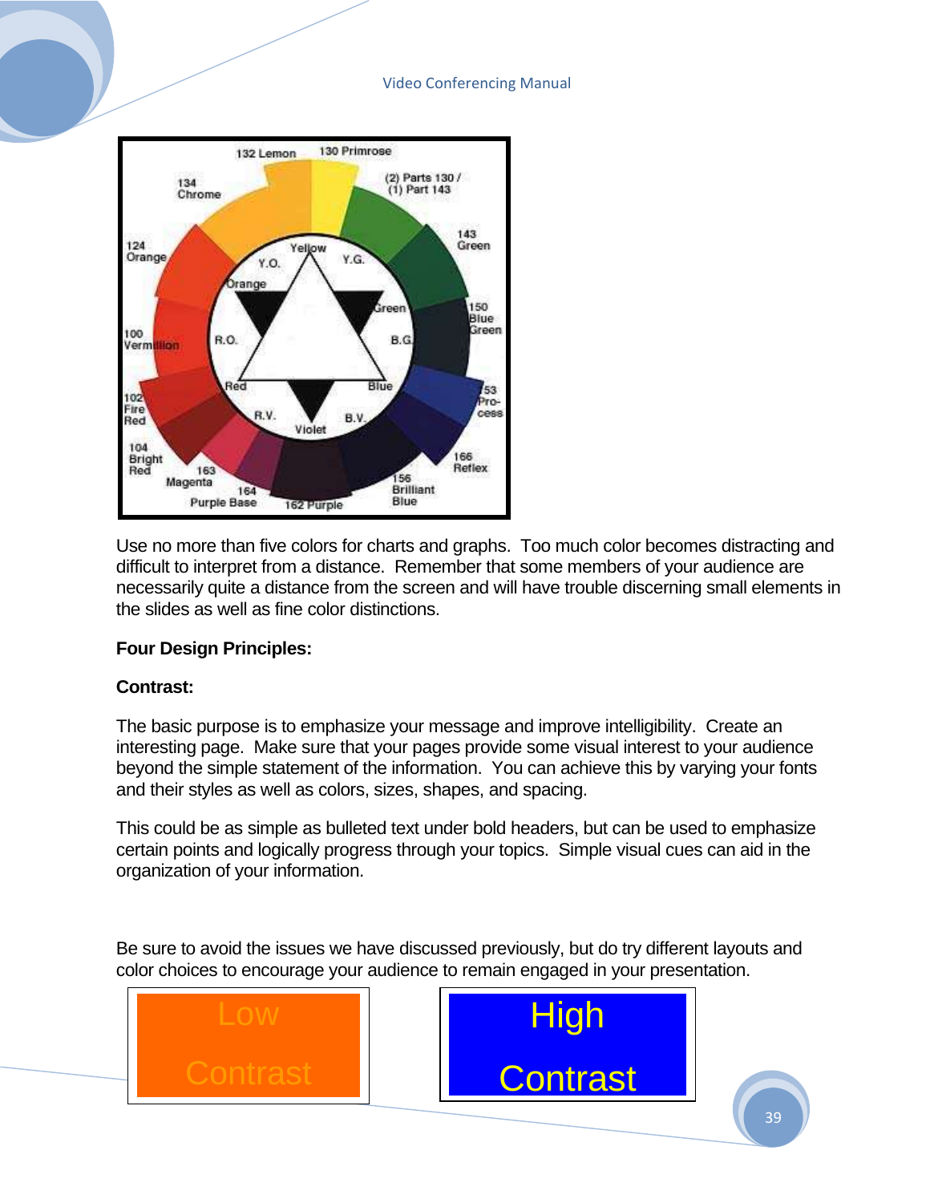Use no more than five colors for charts and graphs.  Too much color becomes distracting and difficult to interpret from a distance.  Remember that some members of your audience are necessarily quite a distance from the screen and will have trouble discerning small elements in the slides as well as fine color distinctions.

**Four Design Principles:**

**Contrast:**

The basic purpose is to emphasize your message and improve intelligibility.  Create an interesting page.  Make sure that your pages provide some visual interest to your audience beyond the simple statement of the information.  You can achieve this by varying your fonts and their styles as well as colors, sizes, shapes, and spacing.

This could be as simple as bulleted text under bold headers, but can be used to emphasize certain points and logically progress through your topics.  Simple visual cues can aid in the organization of your information.

Be sure to avoid the issues we have discussed previously, but do try different layouts and color choices to encourage your audience to remain engaged in your presentation.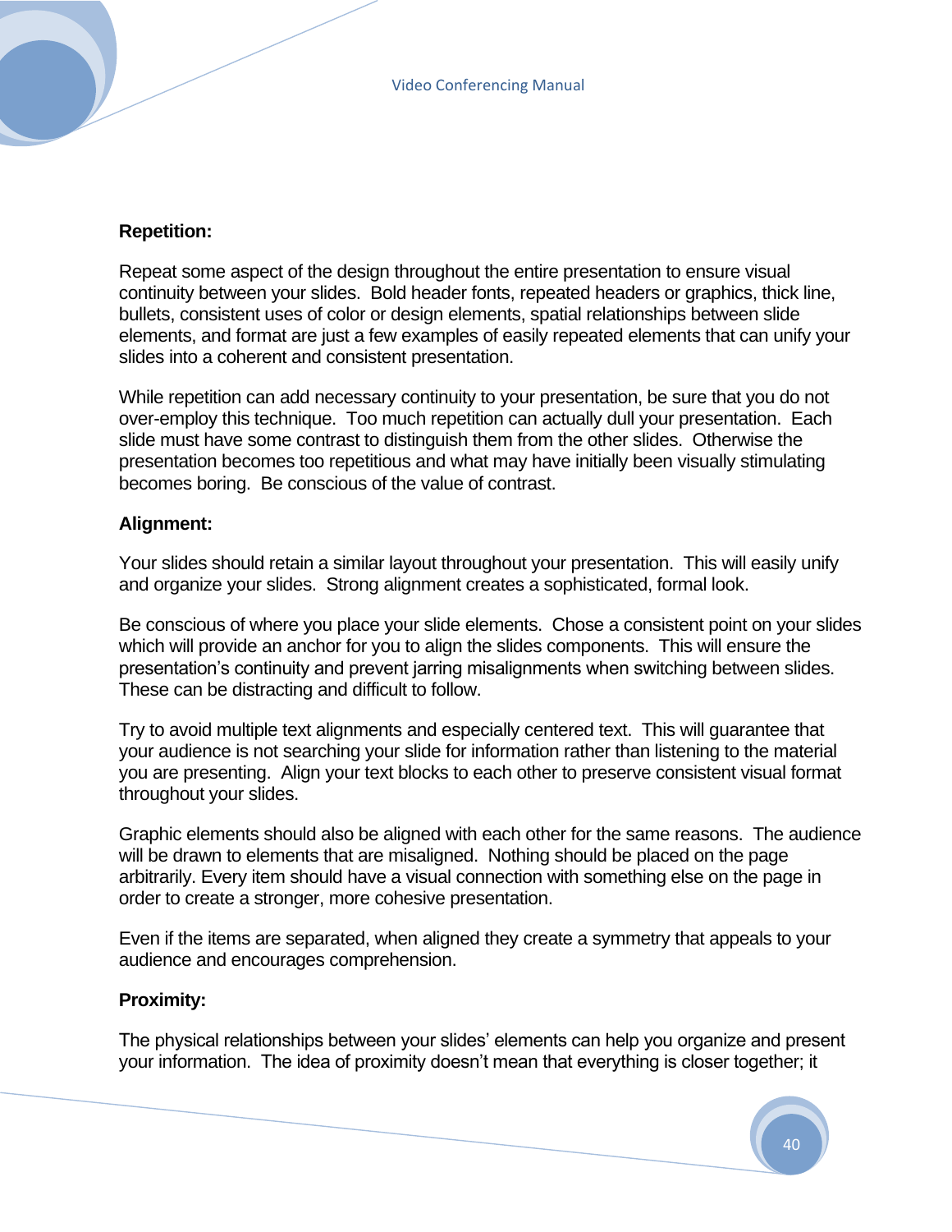**Repetition:**

Repeat some aspect of the design throughout the entire presentation to ensure visual continuity between your slides. Bold header fonts, repeated headers or graphics, thick line, bullets, consistent uses of color or design elements, spatial relationships between slide elements, and format are just a few examples of easily repeated elements that can unify your slides into a coherent and consistent presentation.

While repetition can add necessary continuity to your presentation, be sure that you do not over-employ this technique. Too much repetition can actually dull your presentation. Each slide must have some contrast to distinguish them from the other slides. Otherwise the presentation becomes too repetitious and what may have initially been visually stimulating becomes boring. Be conscious of the value of contrast.

**Alignment:**

Your slides should retain a similar layout throughout your presentation. This will easily unify and organize your slides. Strong alignment creates a sophisticated, formal look.

Be conscious of where you place your slide elements. Chose a consistent point on your slides which will provide an anchor for you to align the slides components. This will ensure the presentation's continuity and prevent jarring misalignments when switching between slides. These can be distracting and difficult to follow.

Try to avoid multiple text alignments and especially centered text. This will guarantee that your audience is not searching your slide for information rather than listening to the material you are presenting. Align your text blocks to each other to preserve consistent visual format throughout your slides.

Graphic elements should also be aligned with each other for the same reasons. The audience will be drawn to elements that are misaligned. Nothing should be placed on the page arbitrarily. Every item should have a visual connection with something else on the page in order to create a stronger, more cohesive presentation.

Even if the items are separated, when aligned they create a symmetry that appeals to your audience and encourages comprehension.

**Proximity:**

The physical relationships between your slides' elements can help you organize and present your information. The idea of proximity doesn't mean that everything is closer together; it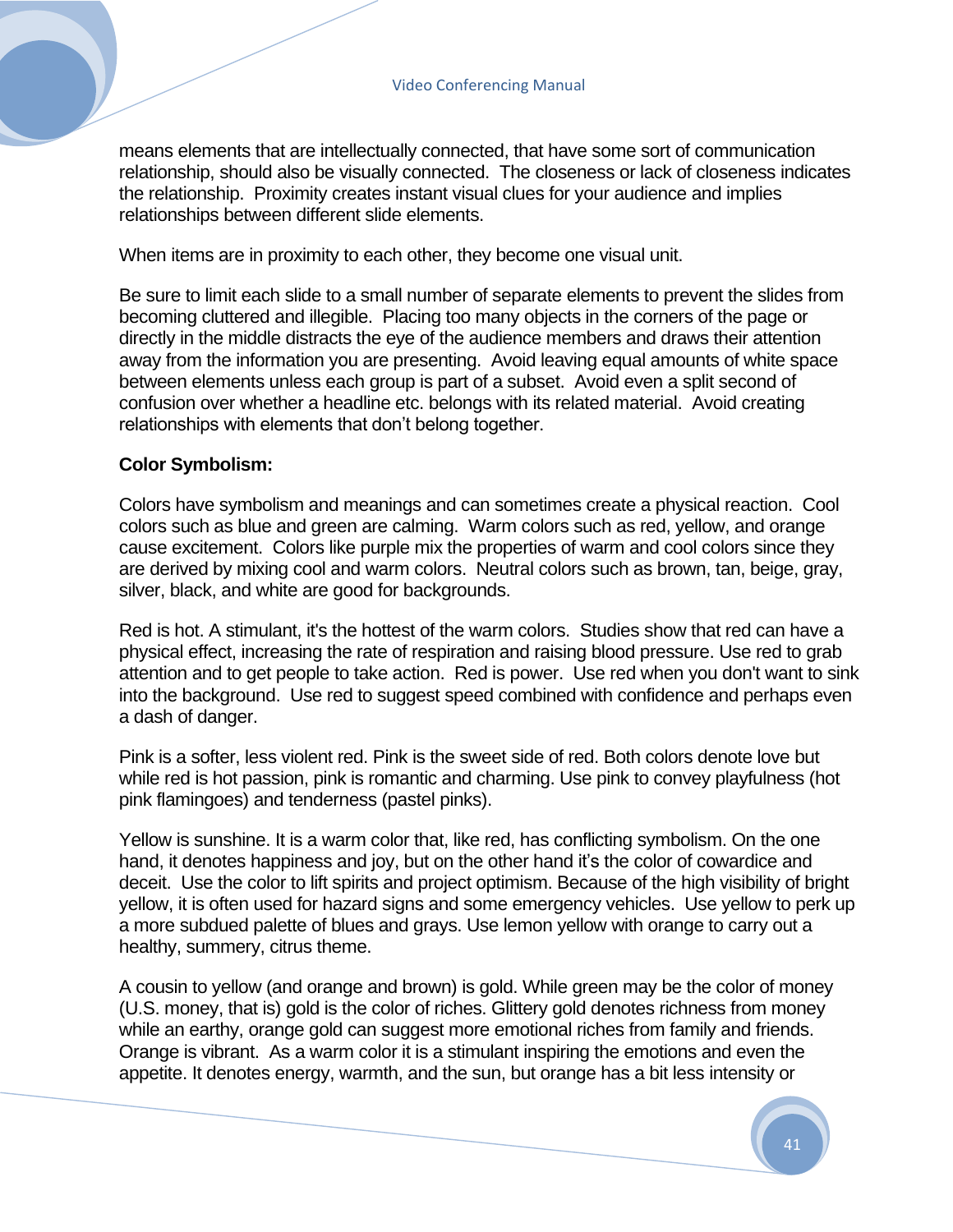means elements that are intellectually connected, that have some sort of communication relationship, should also be visually connected. The closeness or lack of closeness indicates the relationship. Proximity creates instant visual clues for your audience and implies relationships between different slide elements.

When items are in proximity to each other, they become one visual unit.

Be sure to limit each slide to a small number of separate elements to prevent the slides from becoming cluttered and illegible. Placing too many objects in the corners of the page or directly in the middle distracts the eye of the audience members and draws their attention away from the information you are presenting. Avoid leaving equal amounts of white space between elements unless each group is part of a subset. Avoid even a split second of confusion over whether a headline etc. belongs with its related material. Avoid creating relationships with elements that don't belong together.

**Color Symbolism:**

Colors have symbolism and meanings and can sometimes create a physical reaction. Cool colors such as blue and green are calming. Warm colors such as red, yellow, and orange cause excitement. Colors like purple mix the properties of warm and cool colors since they are derived by mixing cool and warm colors. Neutral colors such as brown, tan, beige, gray, silver, black, and white are good for backgrounds.

Red is hot. A stimulant, it's the hottest of the warm colors. Studies show that red can have a physical effect, increasing the rate of respiration and raising blood pressure. Use red to grab attention and to get people to take action. Red is power. Use red when you don't want to sink into the background. Use red to suggest speed combined with confidence and perhaps even a dash of danger.

Pink is a softer, less violent red. Pink is the sweet side of red. Both colors denote love but while red is hot passion, pink is romantic and charming. Use pink to convey playfulness (hot pink flamingoes) and tenderness (pastel pinks).

Yellow is sunshine. It is a warm color that, like red, has conflicting symbolism. On the one hand, it denotes happiness and joy, but on the other hand it's the color of cowardice and deceit. Use the color to lift spirits and project optimism. Because of the high visibility of bright yellow, it is often used for hazard signs and some emergency vehicles. Use yellow to perk up a more subdued palette of blues and grays. Use lemon yellow with orange to carry out a healthy, summery, citrus theme.

A cousin to yellow (and orange and brown) is gold. While green may be the color of money (U.S. money, that is) gold is the color of riches. Glittery gold denotes richness from money while an earthy, orange gold can suggest more emotional riches from family and friends. Orange is vibrant. As a warm color it is a stimulant inspiring the emotions and even the appetite. It denotes energy, warmth, and the sun, but orange has a bit less intensity or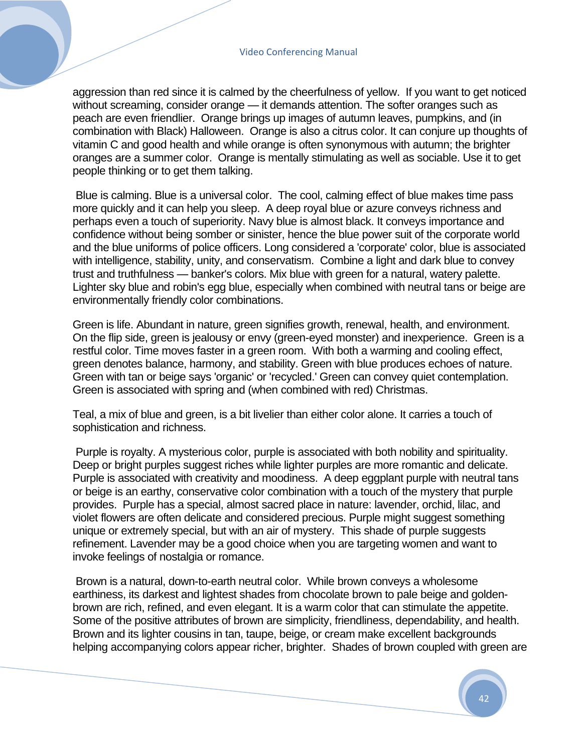aggression than red since it is calmed by the cheerfulness of yellow. If you want to get noticed without screaming, consider orange — it demands attention. The softer oranges such as peach are even friendlier. Orange brings up images of autumn leaves, pumpkins, and (in combination with Black) Halloween. Orange is also a citrus color. It can conjure up thoughts of vitamin C and good health and while orange is often synonymous with autumn; the brighter oranges are a summer color. Orange is mentally stimulating as well as sociable. Use it to get people thinking or to get them talking.

Blue is calming. Blue is a universal color. The cool, calming effect of blue makes time pass more quickly and it can help you sleep. A deep royal blue or azure conveys richness and perhaps even a touch of superiority. Navy blue is almost black. It conveys importance and confidence without being somber or sinister, hence the blue power suit of the corporate world and the blue uniforms of police officers. Long considered a 'corporate' color, blue is associated with intelligence, stability, unity, and conservatism. Combine a light and dark blue to convey trust and truthfulness — banker's colors. Mix blue with green for a natural, watery palette. Lighter sky blue and robin's egg blue, especially when combined with neutral tans or beige are environmentally friendly color combinations.

Green is life. Abundant in nature, green signifies growth, renewal, health, and environment. On the flip side, green is jealousy or envy (green-eyed monster) and inexperience. Green is a restful color. Time moves faster in a green room. With both a warming and cooling effect, green denotes balance, harmony, and stability. Green with blue produces echoes of nature. Green with tan or beige says 'organic' or 'recycled.' Green can convey quiet contemplation. Green is associated with spring and (when combined with red) Christmas.

Teal, a mix of blue and green, is a bit livelier than either color alone. It carries a touch of sophistication and richness.

Purple is royalty. A mysterious color, purple is associated with both nobility and spirituality. Deep or bright purples suggest riches while lighter purples are more romantic and delicate. Purple is associated with creativity and moodiness. A deep eggplant purple with neutral tans or beige is an earthy, conservative color combination with a touch of the mystery that purple provides. Purple has a special, almost sacred place in nature: lavender, orchid, lilac, and violet flowers are often delicate and considered precious. Purple might suggest something unique or extremely special, but with an air of mystery. This shade of purple suggests refinement. Lavender may be a good choice when you are targeting women and want to invoke feelings of nostalgia or romance.

Brown is a natural, down-to-earth neutral color. While brown conveys a wholesome earthiness, its darkest and lightest shades from chocolate brown to pale beige and golden-brown are rich, refined, and even elegant. It is a warm color that can stimulate the appetite. Some of the positive attributes of brown are simplicity, friendliness, dependability, and health. Brown and its lighter cousins in tan, taupe, beige, or cream make excellent backgrounds helping accompanying colors appear richer, brighter. Shades of brown coupled with green are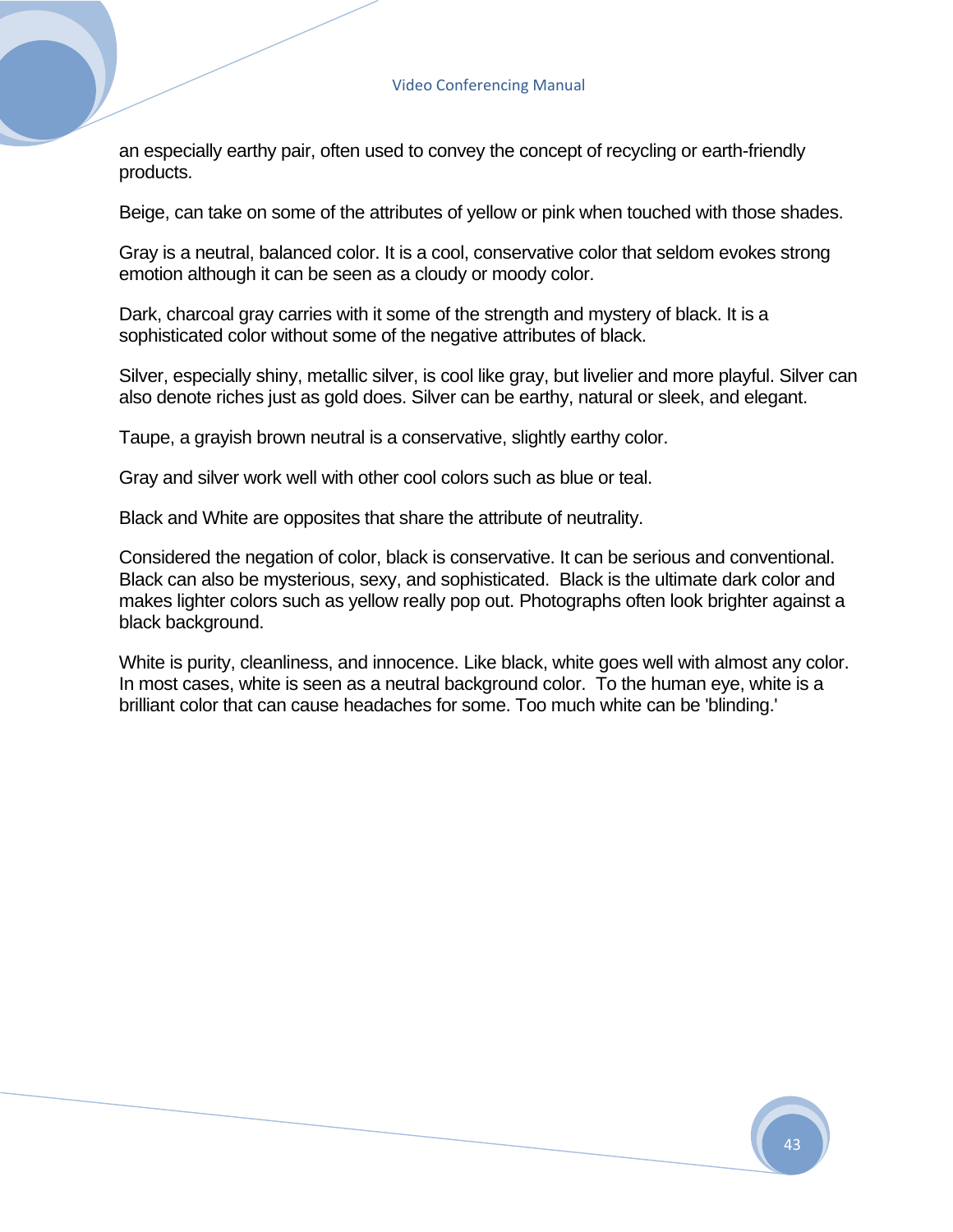an especially earthy pair, often used to convey the concept of recycling or earth-friendly products.

Beige, can take on some of the attributes of yellow or pink when touched with those shades.

Gray is a neutral, balanced color. It is a cool, conservative color that seldom evokes strong emotion although it can be seen as a cloudy or moody color.

Dark, charcoal gray carries with it some of the strength and mystery of black. It is a sophisticated color without some of the negative attributes of black.

Silver, especially shiny, metallic silver, is cool like gray, but livelier and more playful. Silver can also denote riches just as gold does. Silver can be earthy, natural or sleek, and elegant.

Taupe, a grayish brown neutral is a conservative, slightly earthy color.

Gray and silver work well with other cool colors such as blue or teal.

Black and White are opposites that share the attribute of neutrality.

Considered the negation of color, black is conservative. It can be serious and conventional. Black can also be mysterious, sexy, and sophisticated. Black is the ultimate dark color and makes lighter colors such as yellow really pop out. Photographs often look brighter against a black background.

White is purity, cleanliness, and innocence. Like black, white goes well with almost any color. In most cases, white is seen as a neutral background color. To the human eye, white is a brilliant color that can cause headaches for some. Too much white can be 'blinding.'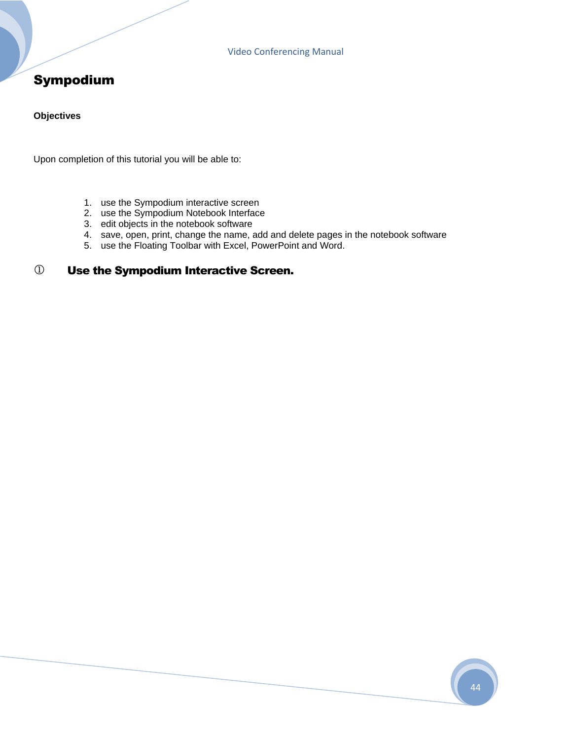# Sympodium

**Objectives**

Upon completion of this tutorial you will be able to:

1. use the Sympodium interactive screen
2. use the Sympodium Notebook Interface
3. edit objects in the notebook software
4. save, open, print, change the name, add and delete pages in the notebook software
5. use the Floating Toolbar with Excel, PowerPoint and Word.

## ① Use the Sympodium Interactive Screen.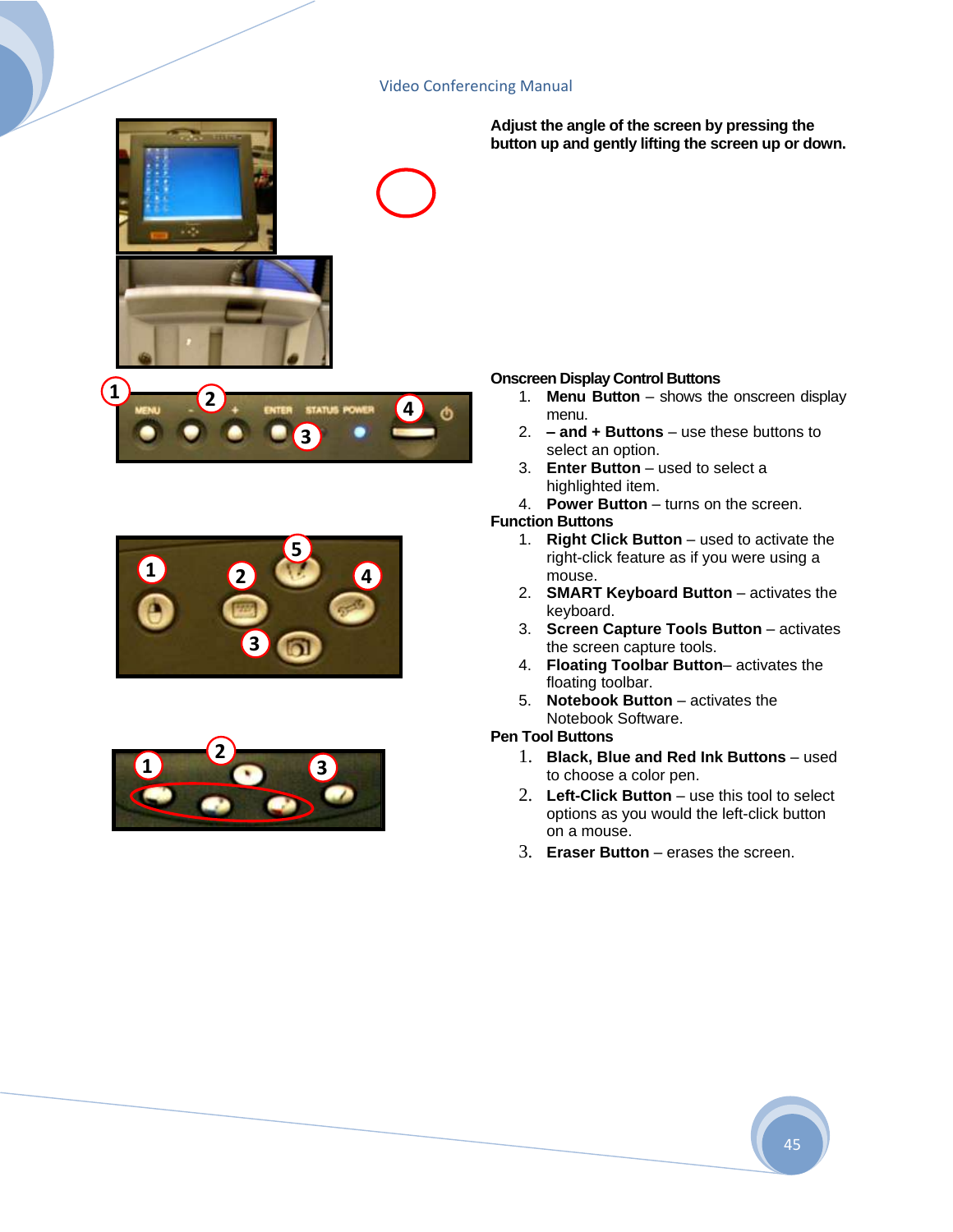**Adjust the angle of the screen by pressing the button up and gently lifting the screen up or down.**

**Onscreen Display Control Buttons**

1. **Menu Button** – shows the onscreen display menu.
2. **– and + Buttons** – use these buttons to select an option.
3. **Enter Button** – used to select a highlighted item.
4. **Power Button** – turns on the screen.

**Function Buttons**

1. **Right Click Button** – used to activate the right-click feature as if you were using a mouse.
2. **SMART Keyboard Button** – activates the keyboard.
3. **Screen Capture Tools Button** – activates the screen capture tools.
4. **Floating Toolbar Button**– activates the floating toolbar.
5. **Notebook Button** – activates the Notebook Software.

**Pen Tool Buttons**

1. **Black, Blue and Red Ink Buttons** – used to choose a color pen.
2. **Left-Click Button** – use this tool to select options as you would the left-click button on a mouse.
3. **Eraser Button** – erases the screen.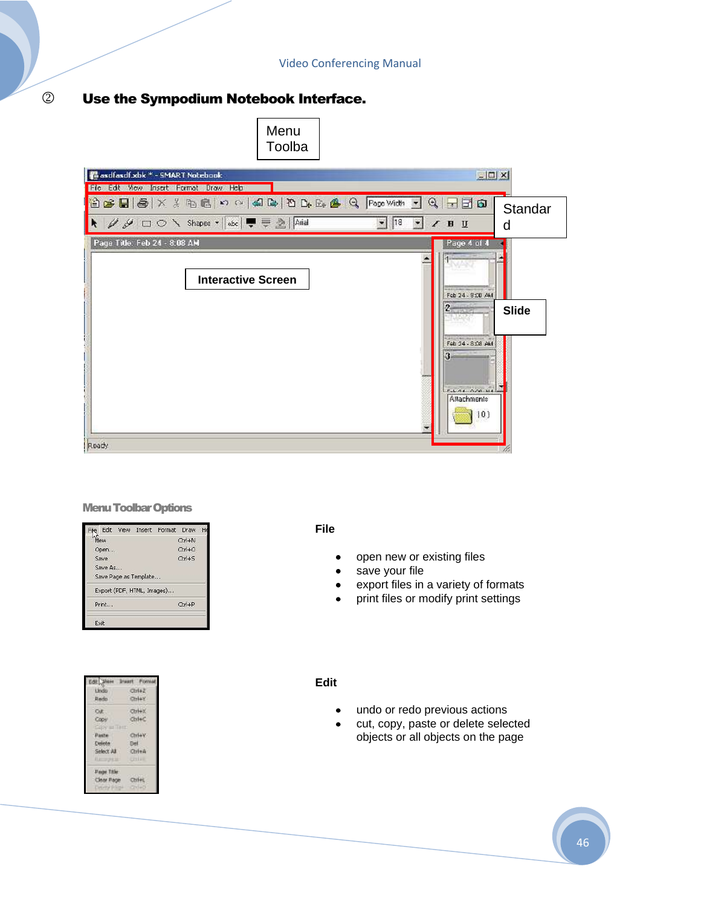② **Use the Sympodium Notebook Interface.**

Menu Toolba

Standard

Interactive Screen

Slide

**Menu Toolbar Options**

**File**

- open new or existing files
- save your file
- export files in a variety of formats
- print files or modify print settings

**Edit**

- undo or redo previous actions
- cut, copy, paste or delete selected objects or all objects on the page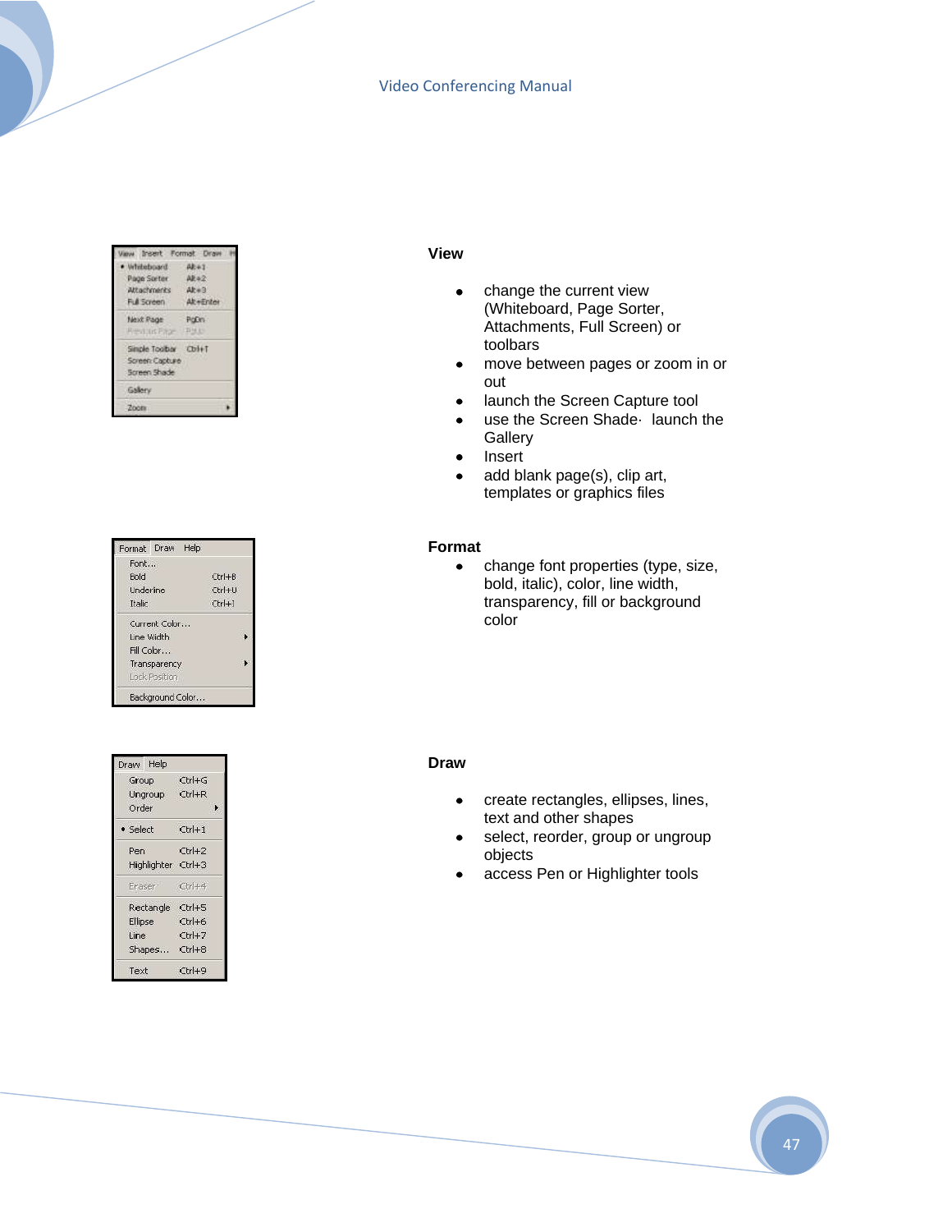**View**

- change the current view (Whiteboard, Page Sorter, Attachments, Full Screen) or toolbars
- move between pages or zoom in or out
- launch the Screen Capture tool
- use the Screen Shade· launch the Gallery
- Insert
- add blank page(s), clip art, templates or graphics files

**Format**

- change font properties (type, size, bold, italic), color, line width, transparency, fill or background color

**Draw**

- create rectangles, ellipses, lines, text and other shapes
- select, reorder, group or ungroup objects
- access Pen or Highlighter tools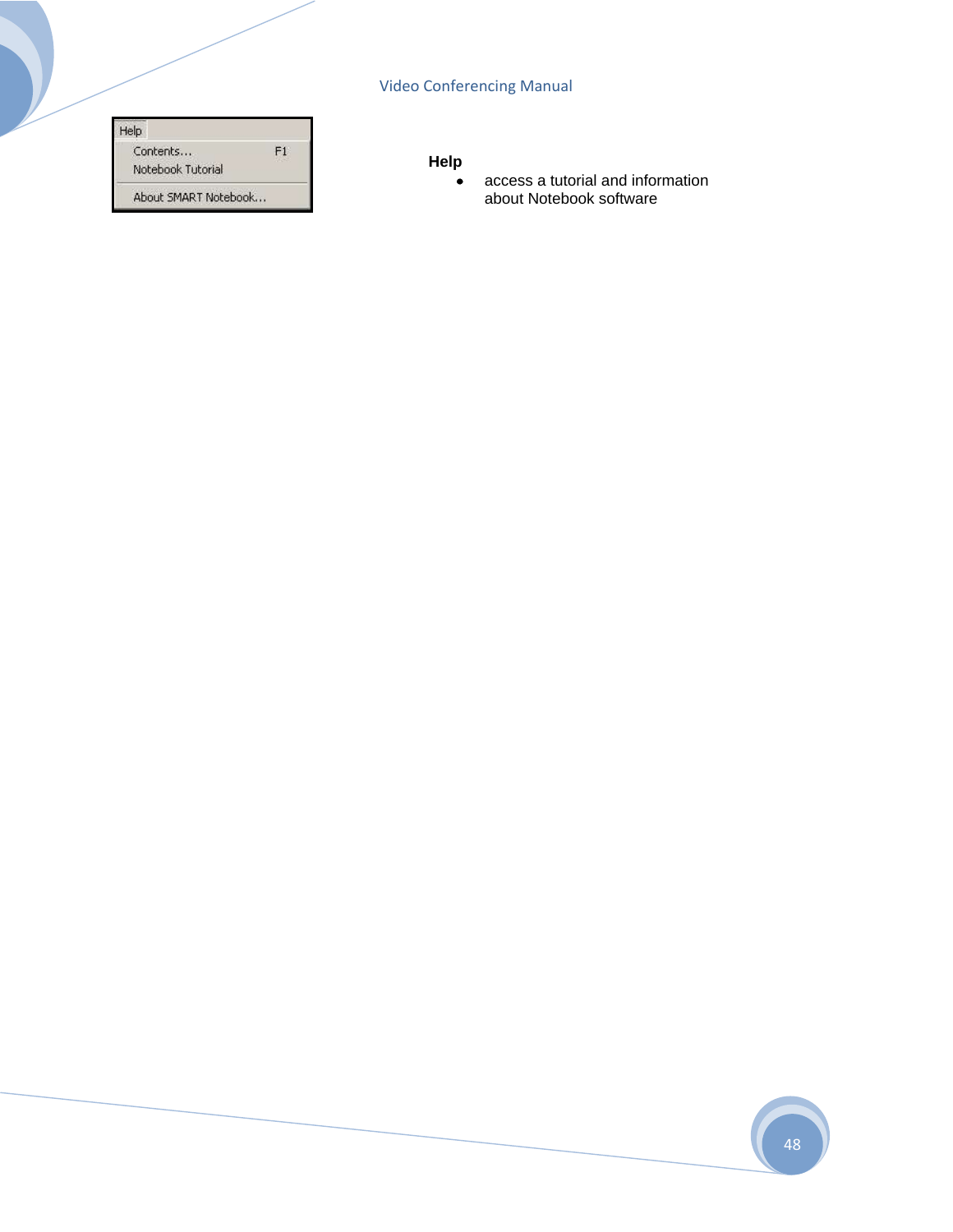Help
Contents... F1
Notebook Tutorial
About SMART Notebook...

**Help**

- access a tutorial and information about Notebook software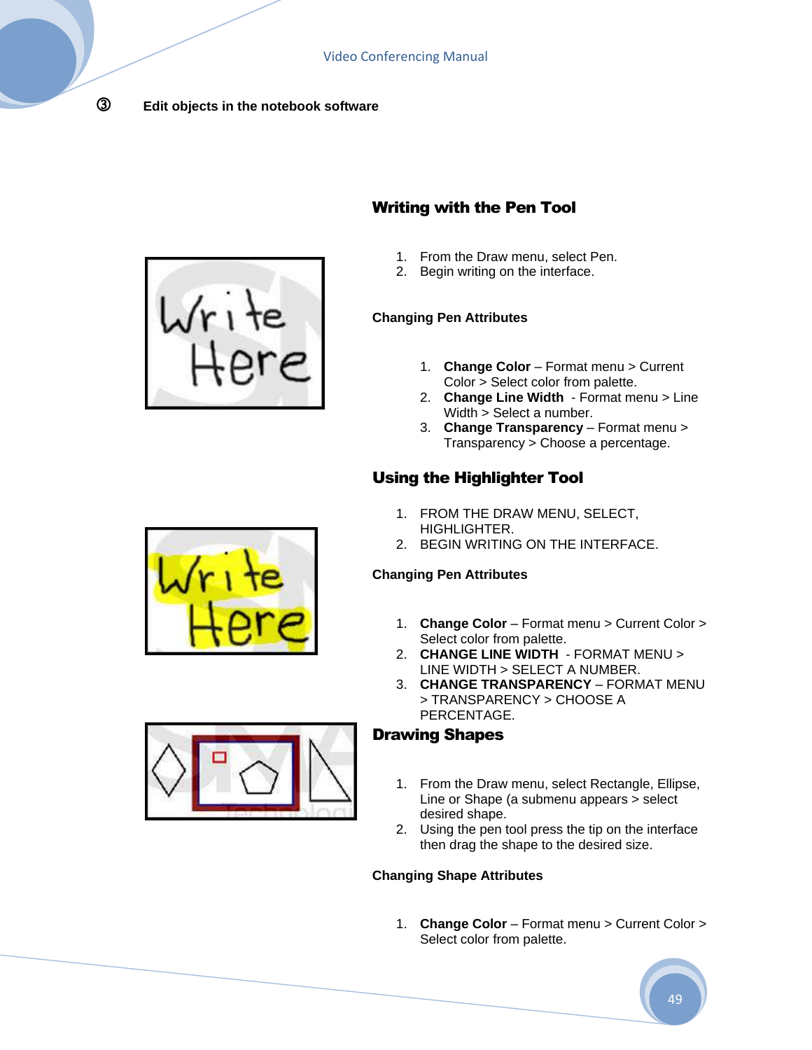③ **Edit objects in the notebook software**

## Writing with the Pen Tool

1. From the Draw menu, select Pen.
2. Begin writing on the interface.

### Changing Pen Attributes

1. **Change Color** – Format menu > Current Color > Select color from palette.
2. **Change Line Width** - Format menu > Line Width > Select a number.
3. **Change Transparency** – Format menu > Transparency > Choose a percentage.

## Using the Highlighter Tool

1. FROM THE DRAW MENU, SELECT, HIGHLIGHTER.
2. BEGIN WRITING ON THE INTERFACE.

### Changing Pen Attributes

1. **Change Color** – Format menu > Current Color > Select color from palette.
2. **CHANGE LINE WIDTH** - FORMAT MENU > LINE WIDTH > SELECT A NUMBER.
3. **CHANGE TRANSPARENCY** – FORMAT MENU > TRANSPARENCY > CHOOSE A PERCENTAGE.

## Drawing Shapes

1. From the Draw menu, select Rectangle, Ellipse, Line or Shape (a submenu appears > select desired shape.
2. Using the pen tool press the tip on the interface then drag the shape to the desired size.

### Changing Shape Attributes

1. **Change Color** – Format menu > Current Color > Select color from palette.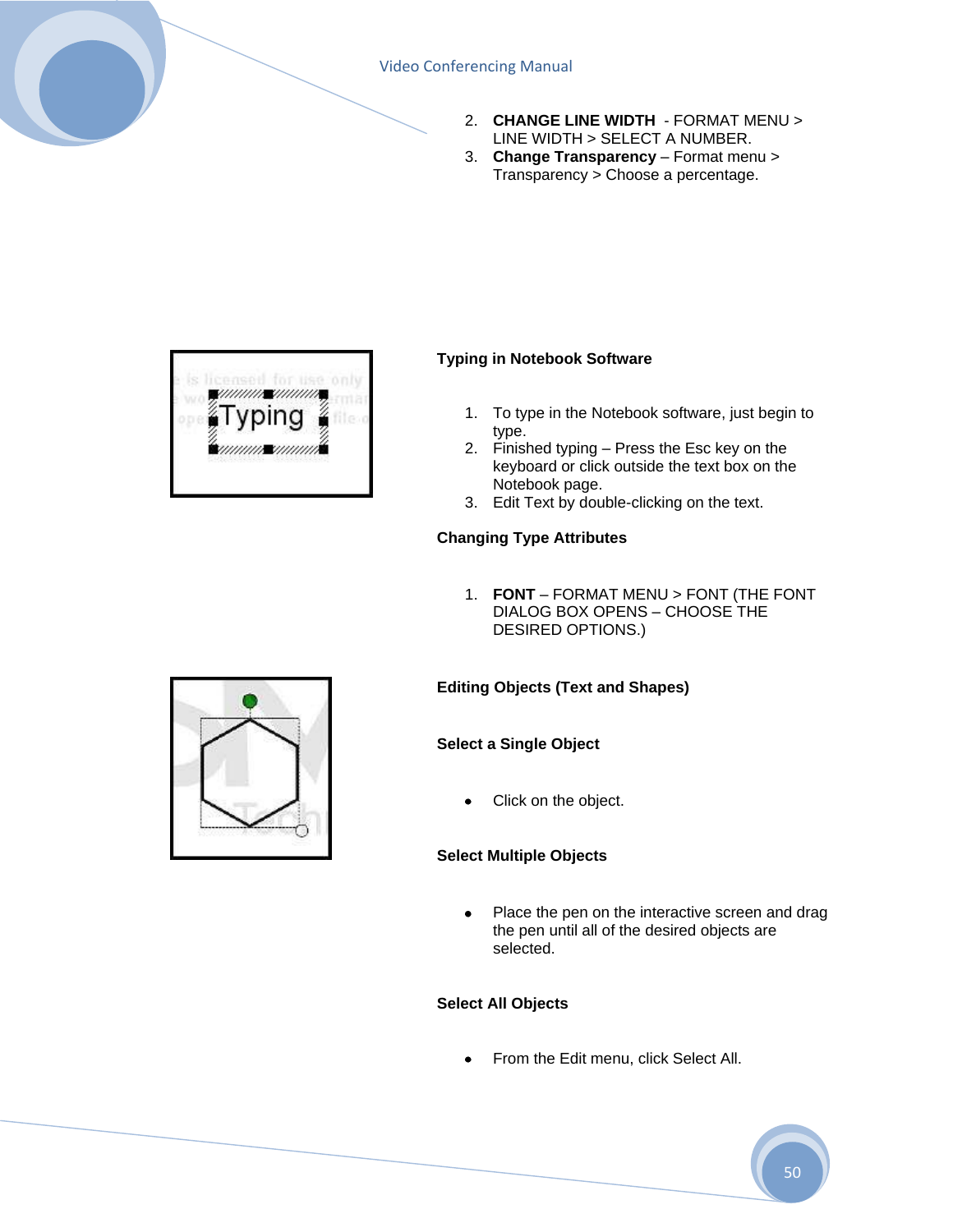2. **CHANGE LINE WIDTH** - FORMAT MENU > LINE WIDTH > SELECT A NUMBER.
3. **Change Transparency** – Format menu > Transparency > Choose a percentage.

**Typing in Notebook Software**

1. To type in the Notebook software, just begin to type.
2. Finished typing – Press the Esc key on the keyboard or click outside the text box on the Notebook page.
3. Edit Text by double-clicking on the text.

**Changing Type Attributes**

1. **FONT** – FORMAT MENU > FONT (THE FONT DIALOG BOX OPENS – CHOOSE THE DESIRED OPTIONS.)

**Editing Objects (Text and Shapes)**

**Select a Single Object**

- Click on the object.

**Select Multiple Objects**

- Place the pen on the interactive screen and drag the pen until all of the desired objects are selected.

**Select All Objects**

- From the Edit menu, click Select All.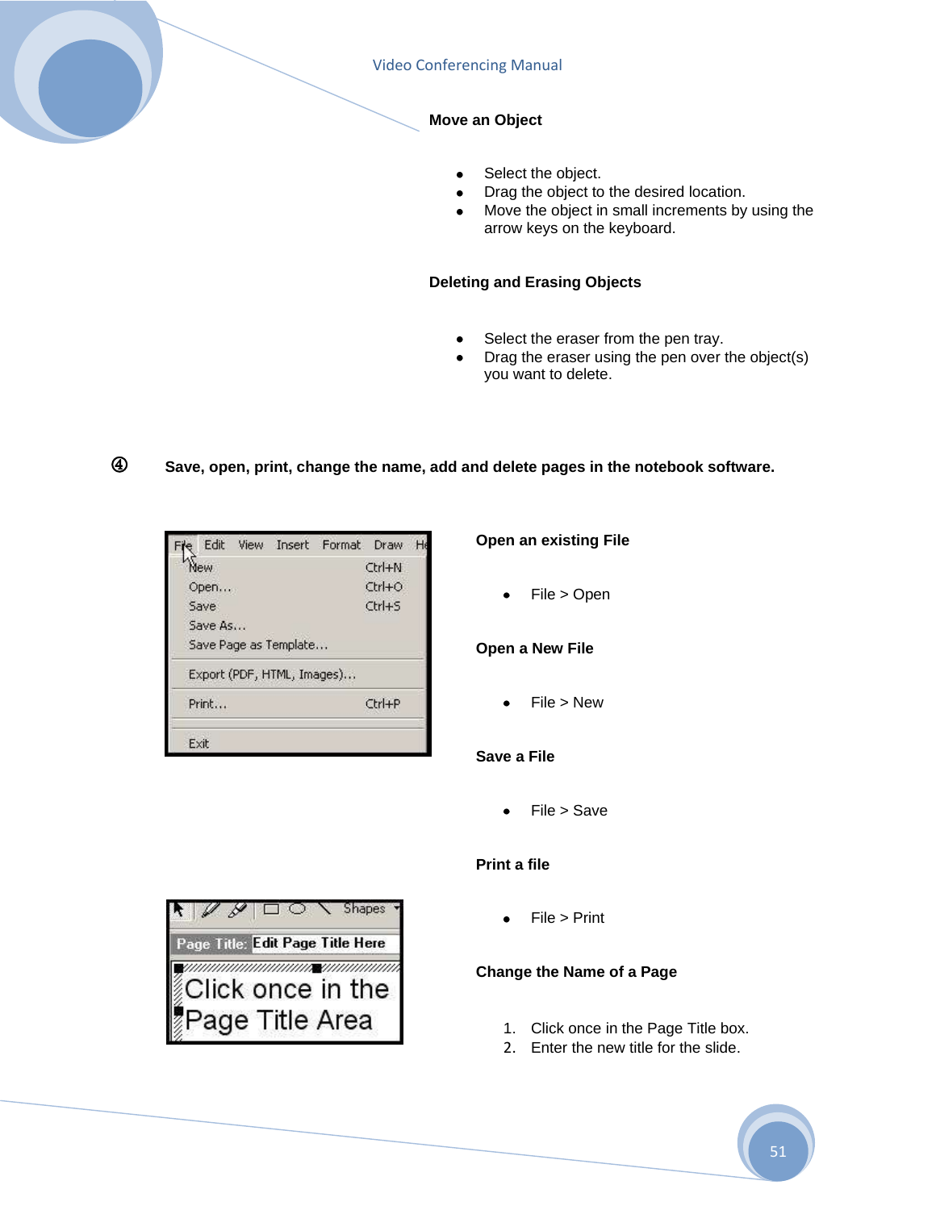**Move an Object**

- Select the object.
- Drag the object to the desired location.
- Move the object in small increments by using the arrow keys on the keyboard.

**Deleting and Erasing Objects**

- Select the eraser from the pen tray.
- Drag the eraser using the pen over the object(s) you want to delete.

④ **Save, open, print, change the name, add and delete pages in the notebook software.**

**Open an existing File**

- File > Open

**Open a New File**

- File > New

**Save a File**

- File > Save

**Print a file**

- File > Print

**Change the Name of a Page**

1. Click once in the Page Title box.
2. Enter the new title for the slide.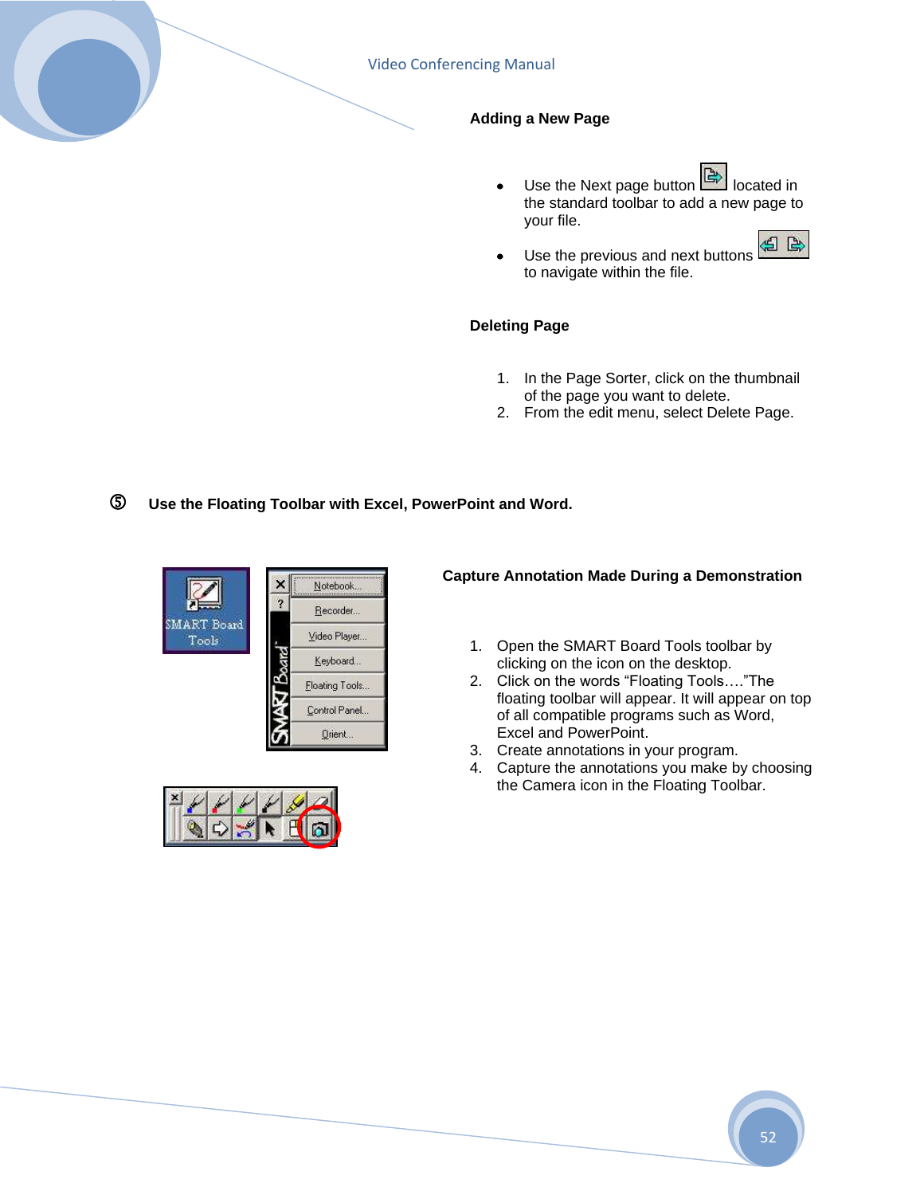### Adding a New Page

- Use the Next page button located in the standard toolbar to add a new page to your file.
- Use the previous and next buttons to navigate within the file.

### Deleting Page

1. In the Page Sorter, click on the thumbnail of the page you want to delete.
2. From the edit menu, select Delete Page.

## ⑤ Use the Floating Toolbar with Excel, PowerPoint and Word.

### Capture Annotation Made During a Demonstration

1. Open the SMART Board Tools toolbar by clicking on the icon on the desktop.
2. Click on the words "Floating Tools…."The floating toolbar will appear. It will appear on top of all compatible programs such as Word, Excel and PowerPoint.
3. Create annotations in your program.
4. Capture the annotations you make by choosing the Camera icon in the Floating Toolbar.